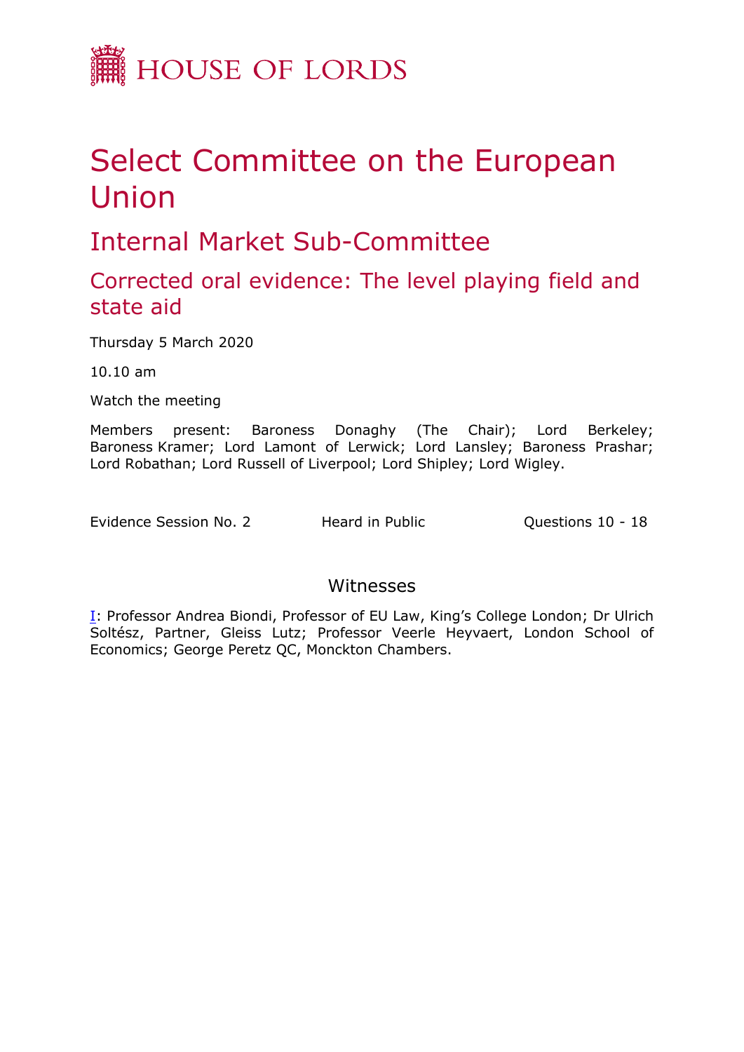HOUSE OF LORDS

# Select Committee on the European Union

## Internal Market Sub-Committee

### Corrected oral evidence: The level playing field and state aid

Thursday 5 March 2020

10.10 am

Watch the meeting

Members present: Baroness Donaghy (The Chair); Lord Berkeley; Baroness Kramer; Lord Lamont of Lerwick; Lord Lansley; Baroness Prashar; Lord Robathan; Lord Russell of Liverpool; Lord Shipley; Lord Wigley.

Evidence Session No. 2 | Heard in Public | Questions 10 - 18

#### Witnesses

I: Professor Andrea Biondi, Professor of EU Law, King's College London; Dr Ulrich Soltész, Partner, Gleiss Lutz; Professor Veerle Heyvaert, London School of Economics; George Peretz QC, Monckton Chambers.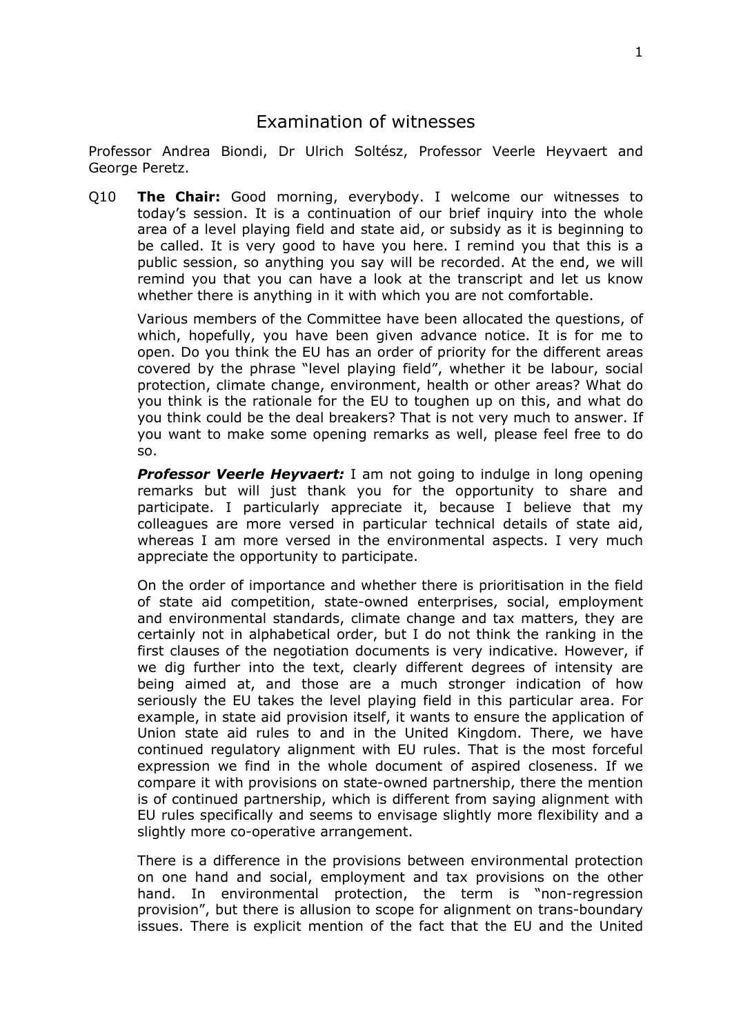# Examination of witnesses

Professor Andrea Biondi, Dr Ulrich Soltész, Professor Veerle Heyvaert and George Peretz.

Q10 **The Chair:** Good morning, everybody. I welcome our witnesses to today's session. It is a continuation of our brief inquiry into the whole area of a level playing field and state aid, or subsidy as it is beginning to be called. It is very good to have you here. I remind you that this is a public session, so anything you say will be recorded. At the end, we will remind you that you can have a look at the transcript and let us know whether there is anything in it with which you are not comfortable.

Various members of the Committee have been allocated the questions, of which, hopefully, you have been given advance notice. It is for me to open. Do you think the EU has an order of priority for the different areas covered by the phrase "level playing field", whether it be labour, social protection, climate change, environment, health or other areas? What do you think is the rationale for the EU to toughen up on this, and what do you think could be the deal breakers? That is not very much to answer. If you want to make some opening remarks as well, please feel free to do so.

***Professor Veerle Heyvaert:*** I am not going to indulge in long opening remarks but will just thank you for the opportunity to share and participate. I particularly appreciate it, because I believe that my colleagues are more versed in particular technical details of state aid, whereas I am more versed in the environmental aspects. I very much appreciate the opportunity to participate.

On the order of importance and whether there is prioritisation in the field of state aid competition, state-owned enterprises, social, employment and environmental standards, climate change and tax matters, they are certainly not in alphabetical order, but I do not think the ranking in the first clauses of the negotiation documents is very indicative. However, if we dig further into the text, clearly different degrees of intensity are being aimed at, and those are a much stronger indication of how seriously the EU takes the level playing field in this particular area. For example, in state aid provision itself, it wants to ensure the application of Union state aid rules to and in the United Kingdom. There, we have continued regulatory alignment with EU rules. That is the most forceful expression we find in the whole document of aspired closeness. If we compare it with provisions on state-owned partnership, there the mention is of continued partnership, which is different from saying alignment with EU rules specifically and seems to envisage slightly more flexibility and a slightly more co-operative arrangement.

There is a difference in the provisions between environmental protection on one hand and social, employment and tax provisions on the other hand. In environmental protection, the term is "non-regression provision", but there is allusion to scope for alignment on trans-boundary issues. There is explicit mention of the fact that the EU and the United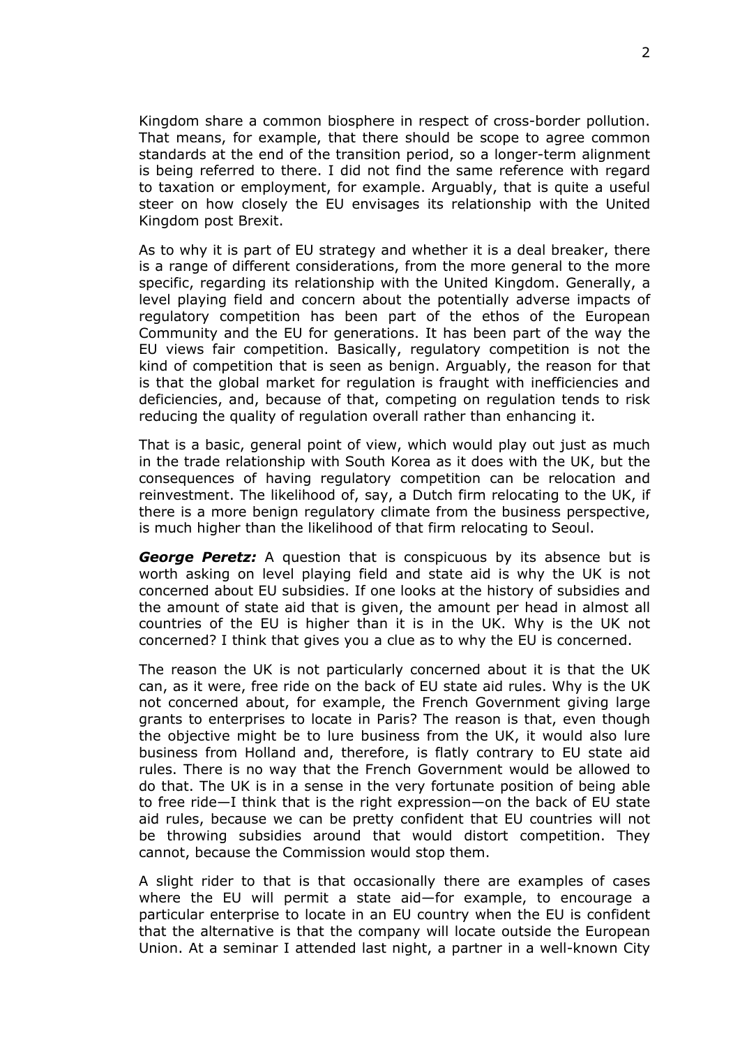Kingdom share a common biosphere in respect of cross-border pollution. That means, for example, that there should be scope to agree common standards at the end of the transition period, so a longer-term alignment is being referred to there. I did not find the same reference with regard to taxation or employment, for example. Arguably, that is quite a useful steer on how closely the EU envisages its relationship with the United Kingdom post Brexit.

As to why it is part of EU strategy and whether it is a deal breaker, there is a range of different considerations, from the more general to the more specific, regarding its relationship with the United Kingdom. Generally, a level playing field and concern about the potentially adverse impacts of regulatory competition has been part of the ethos of the European Community and the EU for generations. It has been part of the way the EU views fair competition. Basically, regulatory competition is not the kind of competition that is seen as benign. Arguably, the reason for that is that the global market for regulation is fraught with inefficiencies and deficiencies, and, because of that, competing on regulation tends to risk reducing the quality of regulation overall rather than enhancing it.

That is a basic, general point of view, which would play out just as much in the trade relationship with South Korea as it does with the UK, but the consequences of having regulatory competition can be relocation and reinvestment. The likelihood of, say, a Dutch firm relocating to the UK, if there is a more benign regulatory climate from the business perspective, is much higher than the likelihood of that firm relocating to Seoul.

***George Peretz:*** A question that is conspicuous by its absence but is worth asking on level playing field and state aid is why the UK is not concerned about EU subsidies. If one looks at the history of subsidies and the amount of state aid that is given, the amount per head in almost all countries of the EU is higher than it is in the UK. Why is the UK not concerned? I think that gives you a clue as to why the EU is concerned.

The reason the UK is not particularly concerned about it is that the UK can, as it were, free ride on the back of EU state aid rules. Why is the UK not concerned about, for example, the French Government giving large grants to enterprises to locate in Paris? The reason is that, even though the objective might be to lure business from the UK, it would also lure business from Holland and, therefore, is flatly contrary to EU state aid rules. There is no way that the French Government would be allowed to do that. The UK is in a sense in the very fortunate position of being able to free ride—I think that is the right expression—on the back of EU state aid rules, because we can be pretty confident that EU countries will not be throwing subsidies around that would distort competition. They cannot, because the Commission would stop them.

A slight rider to that is that occasionally there are examples of cases where the EU will permit a state aid—for example, to encourage a particular enterprise to locate in an EU country when the EU is confident that the alternative is that the company will locate outside the European Union. At a seminar I attended last night, a partner in a well-known City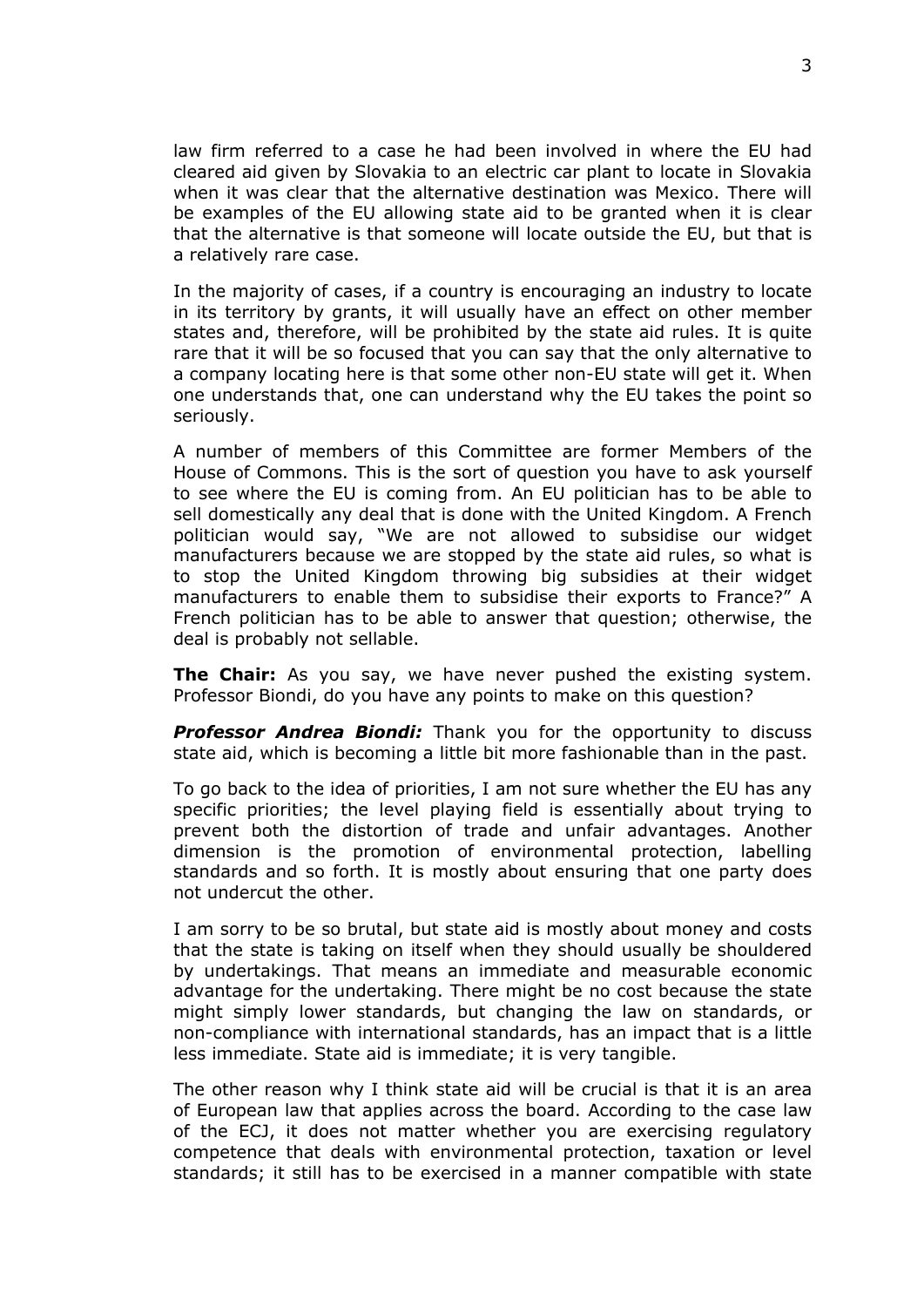law firm referred to a case he had been involved in where the EU had cleared aid given by Slovakia to an electric car plant to locate in Slovakia when it was clear that the alternative destination was Mexico. There will be examples of the EU allowing state aid to be granted when it is clear that the alternative is that someone will locate outside the EU, but that is a relatively rare case.

In the majority of cases, if a country is encouraging an industry to locate in its territory by grants, it will usually have an effect on other member states and, therefore, will be prohibited by the state aid rules. It is quite rare that it will be so focused that you can say that the only alternative to a company locating here is that some other non-EU state will get it. When one understands that, one can understand why the EU takes the point so seriously.

A number of members of this Committee are former Members of the House of Commons. This is the sort of question you have to ask yourself to see where the EU is coming from. An EU politician has to be able to sell domestically any deal that is done with the United Kingdom. A French politician would say, "We are not allowed to subsidise our widget manufacturers because we are stopped by the state aid rules, so what is to stop the United Kingdom throwing big subsidies at their widget manufacturers to enable them to subsidise their exports to France?" A French politician has to be able to answer that question; otherwise, the deal is probably not sellable.

**The Chair:** As you say, we have never pushed the existing system. Professor Biondi, do you have any points to make on this question?

***Professor Andrea Biondi:*** Thank you for the opportunity to discuss state aid, which is becoming a little bit more fashionable than in the past.

To go back to the idea of priorities, I am not sure whether the EU has any specific priorities; the level playing field is essentially about trying to prevent both the distortion of trade and unfair advantages. Another dimension is the promotion of environmental protection, labelling standards and so forth. It is mostly about ensuring that one party does not undercut the other.

I am sorry to be so brutal, but state aid is mostly about money and costs that the state is taking on itself when they should usually be shouldered by undertakings. That means an immediate and measurable economic advantage for the undertaking. There might be no cost because the state might simply lower standards, but changing the law on standards, or non-compliance with international standards, has an impact that is a little less immediate. State aid is immediate; it is very tangible.

The other reason why I think state aid will be crucial is that it is an area of European law that applies across the board. According to the case law of the ECJ, it does not matter whether you are exercising regulatory competence that deals with environmental protection, taxation or level standards; it still has to be exercised in a manner compatible with state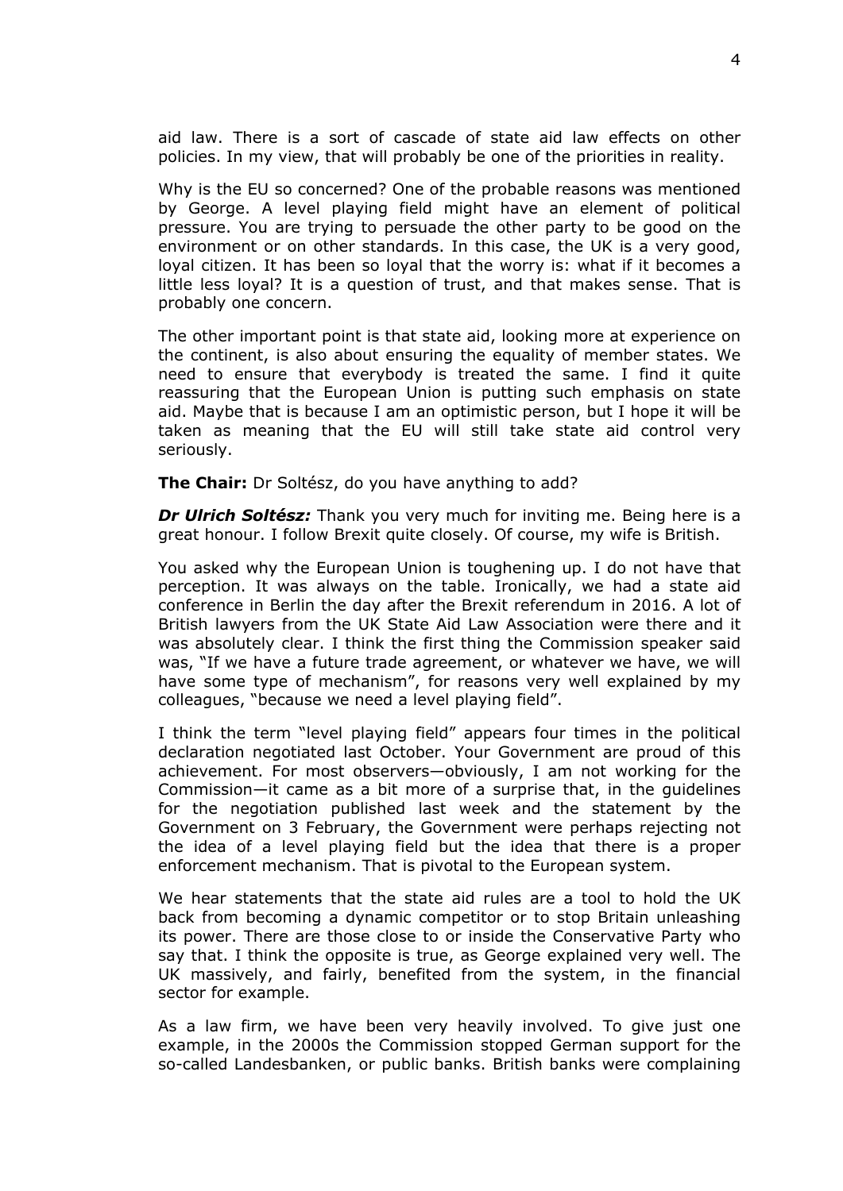aid law. There is a sort of cascade of state aid law effects on other policies. In my view, that will probably be one of the priorities in reality.

Why is the EU so concerned? One of the probable reasons was mentioned by George. A level playing field might have an element of political pressure. You are trying to persuade the other party to be good on the environment or on other standards. In this case, the UK is a very good, loyal citizen. It has been so loyal that the worry is: what if it becomes a little less loyal? It is a question of trust, and that makes sense. That is probably one concern.

The other important point is that state aid, looking more at experience on the continent, is also about ensuring the equality of member states. We need to ensure that everybody is treated the same. I find it quite reassuring that the European Union is putting such emphasis on state aid. Maybe that is because I am an optimistic person, but I hope it will be taken as meaning that the EU will still take state aid control very seriously.

**The Chair:** Dr Soltész, do you have anything to add?

***Dr Ulrich Soltész:*** Thank you very much for inviting me. Being here is a great honour. I follow Brexit quite closely. Of course, my wife is British.

You asked why the European Union is toughening up. I do not have that perception. It was always on the table. Ironically, we had a state aid conference in Berlin the day after the Brexit referendum in 2016. A lot of British lawyers from the UK State Aid Law Association were there and it was absolutely clear. I think the first thing the Commission speaker said was, "If we have a future trade agreement, or whatever we have, we will have some type of mechanism", for reasons very well explained by my colleagues, "because we need a level playing field".

I think the term "level playing field" appears four times in the political declaration negotiated last October. Your Government are proud of this achievement. For most observers—obviously, I am not working for the Commission—it came as a bit more of a surprise that, in the guidelines for the negotiation published last week and the statement by the Government on 3 February, the Government were perhaps rejecting not the idea of a level playing field but the idea that there is a proper enforcement mechanism. That is pivotal to the European system.

We hear statements that the state aid rules are a tool to hold the UK back from becoming a dynamic competitor or to stop Britain unleashing its power. There are those close to or inside the Conservative Party who say that. I think the opposite is true, as George explained very well. The UK massively, and fairly, benefited from the system, in the financial sector for example.

As a law firm, we have been very heavily involved. To give just one example, in the 2000s the Commission stopped German support for the so-called Landesbanken, or public banks. British banks were complaining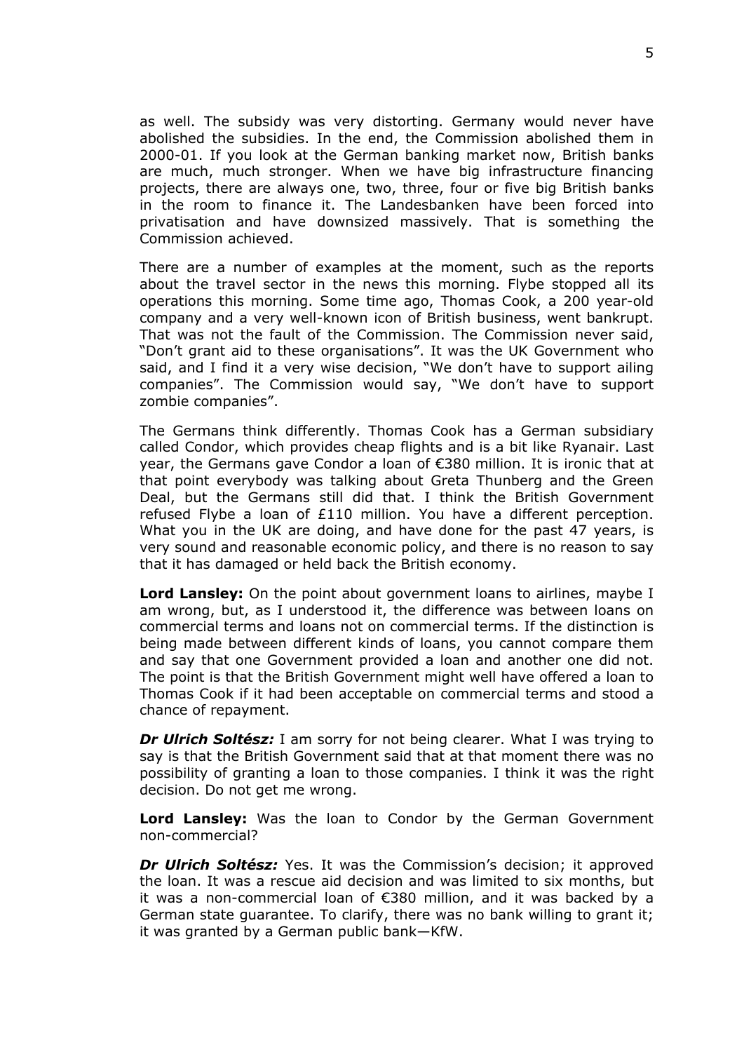as well. The subsidy was very distorting. Germany would never have abolished the subsidies. In the end, the Commission abolished them in 2000-01. If you look at the German banking market now, British banks are much, much stronger. When we have big infrastructure financing projects, there are always one, two, three, four or five big British banks in the room to finance it. The Landesbanken have been forced into privatisation and have downsized massively. That is something the Commission achieved.

There are a number of examples at the moment, such as the reports about the travel sector in the news this morning. Flybe stopped all its operations this morning. Some time ago, Thomas Cook, a 200 year-old company and a very well-known icon of British business, went bankrupt. That was not the fault of the Commission. The Commission never said, "Don't grant aid to these organisations". It was the UK Government who said, and I find it a very wise decision, "We don't have to support ailing companies". The Commission would say, "We don't have to support zombie companies".

The Germans think differently. Thomas Cook has a German subsidiary called Condor, which provides cheap flights and is a bit like Ryanair. Last year, the Germans gave Condor a loan of €380 million. It is ironic that at that point everybody was talking about Greta Thunberg and the Green Deal, but the Germans still did that. I think the British Government refused Flybe a loan of £110 million. You have a different perception. What you in the UK are doing, and have done for the past 47 years, is very sound and reasonable economic policy, and there is no reason to say that it has damaged or held back the British economy.

**Lord Lansley:** On the point about government loans to airlines, maybe I am wrong, but, as I understood it, the difference was between loans on commercial terms and loans not on commercial terms. If the distinction is being made between different kinds of loans, you cannot compare them and say that one Government provided a loan and another one did not. The point is that the British Government might well have offered a loan to Thomas Cook if it had been acceptable on commercial terms and stood a chance of repayment.

***Dr Ulrich Soltész:*** I am sorry for not being clearer. What I was trying to say is that the British Government said that at that moment there was no possibility of granting a loan to those companies. I think it was the right decision. Do not get me wrong.

**Lord Lansley:** Was the loan to Condor by the German Government non-commercial?

***Dr Ulrich Soltész:*** Yes. It was the Commission's decision; it approved the loan. It was a rescue aid decision and was limited to six months, but it was a non-commercial loan of €380 million, and it was backed by a German state guarantee. To clarify, there was no bank willing to grant it; it was granted by a German public bank—KfW.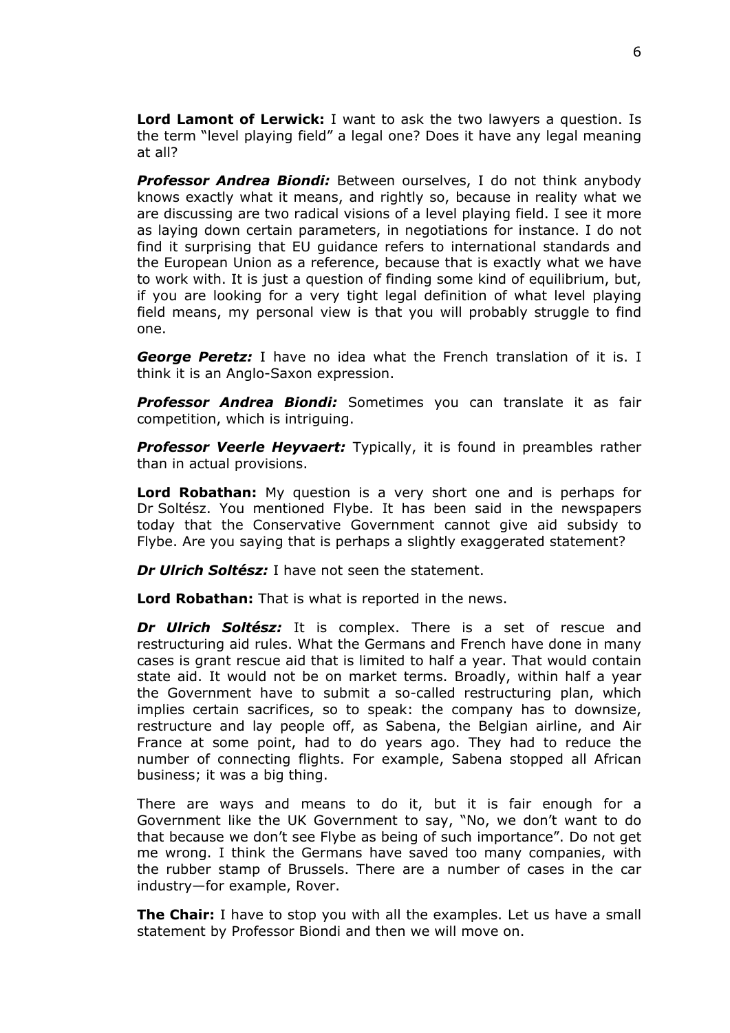**Lord Lamont of Lerwick:** I want to ask the two lawyers a question. Is the term "level playing field" a legal one? Does it have any legal meaning at all?

***Professor Andrea Biondi:*** Between ourselves, I do not think anybody knows exactly what it means, and rightly so, because in reality what we are discussing are two radical visions of a level playing field. I see it more as laying down certain parameters, in negotiations for instance. I do not find it surprising that EU guidance refers to international standards and the European Union as a reference, because that is exactly what we have to work with. It is just a question of finding some kind of equilibrium, but, if you are looking for a very tight legal definition of what level playing field means, my personal view is that you will probably struggle to find one.

***George Peretz:*** I have no idea what the French translation of it is. I think it is an Anglo-Saxon expression.

***Professor Andrea Biondi:*** Sometimes you can translate it as fair competition, which is intriguing.

***Professor Veerle Heyvaert:*** Typically, it is found in preambles rather than in actual provisions.

**Lord Robathan:** My question is a very short one and is perhaps for Dr Soltész. You mentioned Flybe. It has been said in the newspapers today that the Conservative Government cannot give aid subsidy to Flybe. Are you saying that is perhaps a slightly exaggerated statement?

***Dr Ulrich Soltész:*** I have not seen the statement.

**Lord Robathan:** That is what is reported in the news.

***Dr Ulrich Soltész:*** It is complex. There is a set of rescue and restructuring aid rules. What the Germans and French have done in many cases is grant rescue aid that is limited to half a year. That would contain state aid. It would not be on market terms. Broadly, within half a year the Government have to submit a so-called restructuring plan, which implies certain sacrifices, so to speak: the company has to downsize, restructure and lay people off, as Sabena, the Belgian airline, and Air France at some point, had to do years ago. They had to reduce the number of connecting flights. For example, Sabena stopped all African business; it was a big thing.

There are ways and means to do it, but it is fair enough for a Government like the UK Government to say, "No, we don't want to do that because we don't see Flybe as being of such importance". Do not get me wrong. I think the Germans have saved too many companies, with the rubber stamp of Brussels. There are a number of cases in the car industry—for example, Rover.

**The Chair:** I have to stop you with all the examples. Let us have a small statement by Professor Biondi and then we will move on.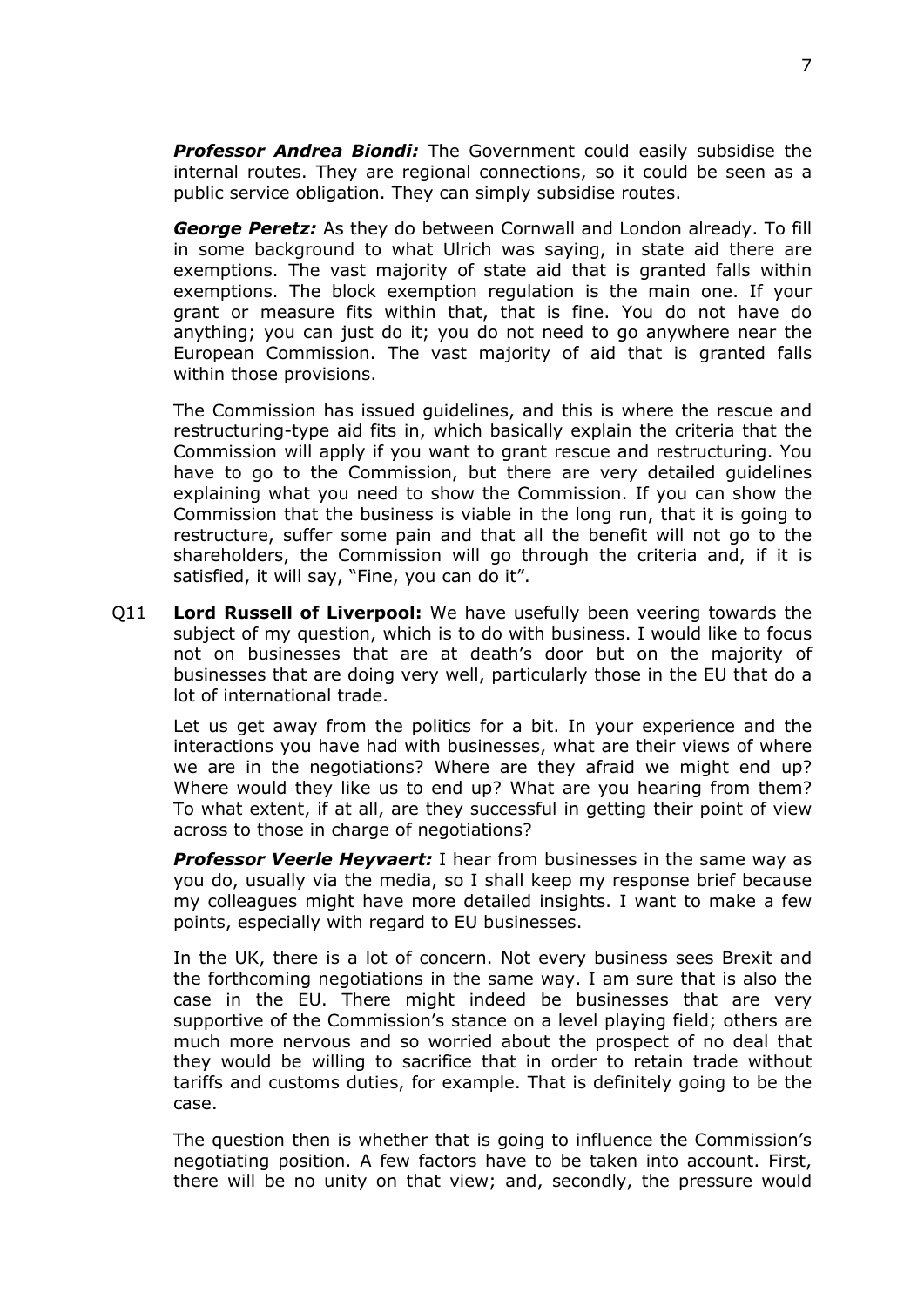***Professor Andrea Biondi:*** The Government could easily subsidise the internal routes. They are regional connections, so it could be seen as a public service obligation. They can simply subsidise routes.

***George Peretz:*** As they do between Cornwall and London already. To fill in some background to what Ulrich was saying, in state aid there are exemptions. The vast majority of state aid that is granted falls within exemptions. The block exemption regulation is the main one. If your grant or measure fits within that, that is fine. You do not have do anything; you can just do it; you do not need to go anywhere near the European Commission. The vast majority of aid that is granted falls within those provisions.

The Commission has issued guidelines, and this is where the rescue and restructuring-type aid fits in, which basically explain the criteria that the Commission will apply if you want to grant rescue and restructuring. You have to go to the Commission, but there are very detailed guidelines explaining what you need to show the Commission. If you can show the Commission that the business is viable in the long run, that it is going to restructure, suffer some pain and that all the benefit will not go to the shareholders, the Commission will go through the criteria and, if it is satisfied, it will say, "Fine, you can do it".

Q11 **Lord Russell of Liverpool:** We have usefully been veering towards the subject of my question, which is to do with business. I would like to focus not on businesses that are at death's door but on the majority of businesses that are doing very well, particularly those in the EU that do a lot of international trade.

Let us get away from the politics for a bit. In your experience and the interactions you have had with businesses, what are their views of where we are in the negotiations? Where are they afraid we might end up? Where would they like us to end up? What are you hearing from them? To what extent, if at all, are they successful in getting their point of view across to those in charge of negotiations?

***Professor Veerle Heyvaert:*** I hear from businesses in the same way as you do, usually via the media, so I shall keep my response brief because my colleagues might have more detailed insights. I want to make a few points, especially with regard to EU businesses.

In the UK, there is a lot of concern. Not every business sees Brexit and the forthcoming negotiations in the same way. I am sure that is also the case in the EU. There might indeed be businesses that are very supportive of the Commission's stance on a level playing field; others are much more nervous and so worried about the prospect of no deal that they would be willing to sacrifice that in order to retain trade without tariffs and customs duties, for example. That is definitely going to be the case.

The question then is whether that is going to influence the Commission's negotiating position. A few factors have to be taken into account. First, there will be no unity on that view; and, secondly, the pressure would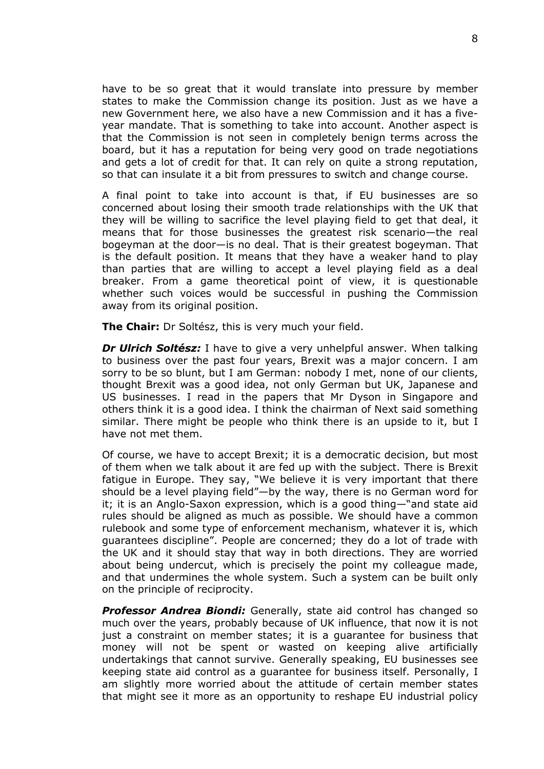have to be so great that it would translate into pressure by member states to make the Commission change its position. Just as we have a new Government here, we also have a new Commission and it has a five-year mandate. That is something to take into account. Another aspect is that the Commission is not seen in completely benign terms across the board, but it has a reputation for being very good on trade negotiations and gets a lot of credit for that. It can rely on quite a strong reputation, so that can insulate it a bit from pressures to switch and change course.

A final point to take into account is that, if EU businesses are so concerned about losing their smooth trade relationships with the UK that they will be willing to sacrifice the level playing field to get that deal, it means that for those businesses the greatest risk scenario—the real bogeyman at the door—is no deal. That is their greatest bogeyman. That is the default position. It means that they have a weaker hand to play than parties that are willing to accept a level playing field as a deal breaker. From a game theoretical point of view, it is questionable whether such voices would be successful in pushing the Commission away from its original position.

**The Chair:** Dr Soltész, this is very much your field.

***Dr Ulrich Soltész:*** I have to give a very unhelpful answer. When talking to business over the past four years, Brexit was a major concern. I am sorry to be so blunt, but I am German: nobody I met, none of our clients, thought Brexit was a good idea, not only German but UK, Japanese and US businesses. I read in the papers that Mr Dyson in Singapore and others think it is a good idea. I think the chairman of Next said something similar. There might be people who think there is an upside to it, but I have not met them.

Of course, we have to accept Brexit; it is a democratic decision, but most of them when we talk about it are fed up with the subject. There is Brexit fatigue in Europe. They say, "We believe it is very important that there should be a level playing field"—by the way, there is no German word for it; it is an Anglo-Saxon expression, which is a good thing—"and state aid rules should be aligned as much as possible. We should have a common rulebook and some type of enforcement mechanism, whatever it is, which guarantees discipline". People are concerned; they do a lot of trade with the UK and it should stay that way in both directions. They are worried about being undercut, which is precisely the point my colleague made, and that undermines the whole system. Such a system can be built only on the principle of reciprocity.

***Professor Andrea Biondi:*** Generally, state aid control has changed so much over the years, probably because of UK influence, that now it is not just a constraint on member states; it is a guarantee for business that money will not be spent or wasted on keeping alive artificially undertakings that cannot survive. Generally speaking, EU businesses see keeping state aid control as a guarantee for business itself. Personally, I am slightly more worried about the attitude of certain member states that might see it more as an opportunity to reshape EU industrial policy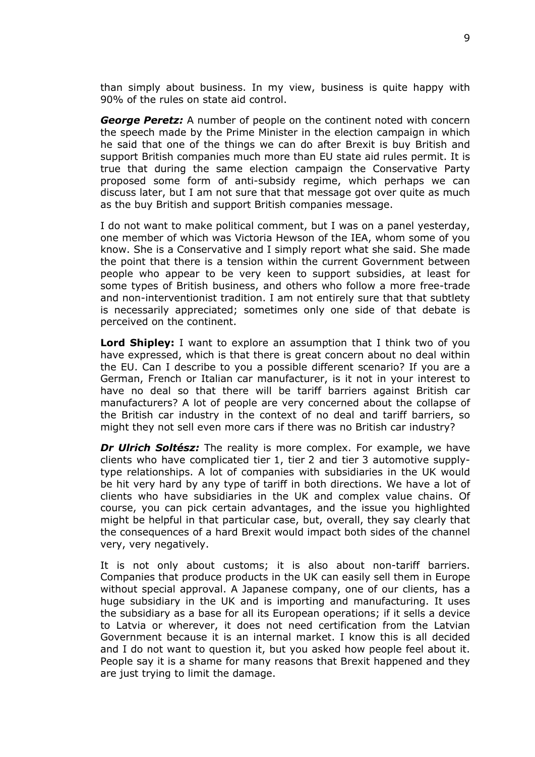than simply about business. In my view, business is quite happy with 90% of the rules on state aid control.

***George Peretz:*** A number of people on the continent noted with concern the speech made by the Prime Minister in the election campaign in which he said that one of the things we can do after Brexit is buy British and support British companies much more than EU state aid rules permit. It is true that during the same election campaign the Conservative Party proposed some form of anti-subsidy regime, which perhaps we can discuss later, but I am not sure that that message got over quite as much as the buy British and support British companies message.

I do not want to make political comment, but I was on a panel yesterday, one member of which was Victoria Hewson of the IEA, whom some of you know. She is a Conservative and I simply report what she said. She made the point that there is a tension within the current Government between people who appear to be very keen to support subsidies, at least for some types of British business, and others who follow a more free-trade and non-interventionist tradition. I am not entirely sure that that subtlety is necessarily appreciated; sometimes only one side of that debate is perceived on the continent.

**Lord Shipley:** I want to explore an assumption that I think two of you have expressed, which is that there is great concern about no deal within the EU. Can I describe to you a possible different scenario? If you are a German, French or Italian car manufacturer, is it not in your interest to have no deal so that there will be tariff barriers against British car manufacturers? A lot of people are very concerned about the collapse of the British car industry in the context of no deal and tariff barriers, so might they not sell even more cars if there was no British car industry?

***Dr Ulrich Soltész:*** The reality is more complex. For example, we have clients who have complicated tier 1, tier 2 and tier 3 automotive supply-type relationships. A lot of companies with subsidiaries in the UK would be hit very hard by any type of tariff in both directions. We have a lot of clients who have subsidiaries in the UK and complex value chains. Of course, you can pick certain advantages, and the issue you highlighted might be helpful in that particular case, but, overall, they say clearly that the consequences of a hard Brexit would impact both sides of the channel very, very negatively.

It is not only about customs; it is also about non-tariff barriers. Companies that produce products in the UK can easily sell them in Europe without special approval. A Japanese company, one of our clients, has a huge subsidiary in the UK and is importing and manufacturing. It uses the subsidiary as a base for all its European operations; if it sells a device to Latvia or wherever, it does not need certification from the Latvian Government because it is an internal market. I know this is all decided and I do not want to question it, but you asked how people feel about it. People say it is a shame for many reasons that Brexit happened and they are just trying to limit the damage.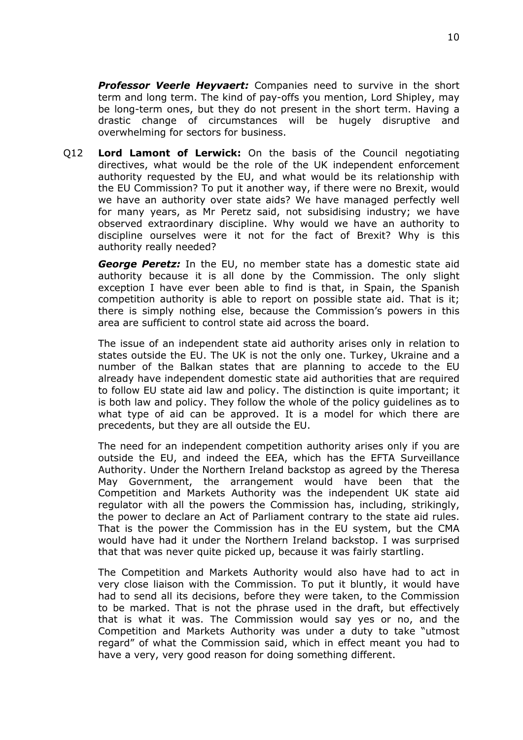***Professor Veerle Heyvaert:*** Companies need to survive in the short term and long term. The kind of pay-offs you mention, Lord Shipley, may be long-term ones, but they do not present in the short term. Having a drastic change of circumstances will be hugely disruptive and overwhelming for sectors for business.

Q12 **Lord Lamont of Lerwick:** On the basis of the Council negotiating directives, what would be the role of the UK independent enforcement authority requested by the EU, and what would be its relationship with the EU Commission? To put it another way, if there were no Brexit, would we have an authority over state aids? We have managed perfectly well for many years, as Mr Peretz said, not subsidising industry; we have observed extraordinary discipline. Why would we have an authority to discipline ourselves were it not for the fact of Brexit? Why is this authority really needed?

***George Peretz:*** In the EU, no member state has a domestic state aid authority because it is all done by the Commission. The only slight exception I have ever been able to find is that, in Spain, the Spanish competition authority is able to report on possible state aid. That is it; there is simply nothing else, because the Commission's powers in this area are sufficient to control state aid across the board.

The issue of an independent state aid authority arises only in relation to states outside the EU. The UK is not the only one. Turkey, Ukraine and a number of the Balkan states that are planning to accede to the EU already have independent domestic state aid authorities that are required to follow EU state aid law and policy. The distinction is quite important; it is both law and policy. They follow the whole of the policy guidelines as to what type of aid can be approved. It is a model for which there are precedents, but they are all outside the EU.

The need for an independent competition authority arises only if you are outside the EU, and indeed the EEA, which has the EFTA Surveillance Authority. Under the Northern Ireland backstop as agreed by the Theresa May Government, the arrangement would have been that the Competition and Markets Authority was the independent UK state aid regulator with all the powers the Commission has, including, strikingly, the power to declare an Act of Parliament contrary to the state aid rules. That is the power the Commission has in the EU system, but the CMA would have had it under the Northern Ireland backstop. I was surprised that that was never quite picked up, because it was fairly startling.

The Competition and Markets Authority would also have had to act in very close liaison with the Commission. To put it bluntly, it would have had to send all its decisions, before they were taken, to the Commission to be marked. That is not the phrase used in the draft, but effectively that is what it was. The Commission would say yes or no, and the Competition and Markets Authority was under a duty to take "utmost regard" of what the Commission said, which in effect meant you had to have a very, very good reason for doing something different.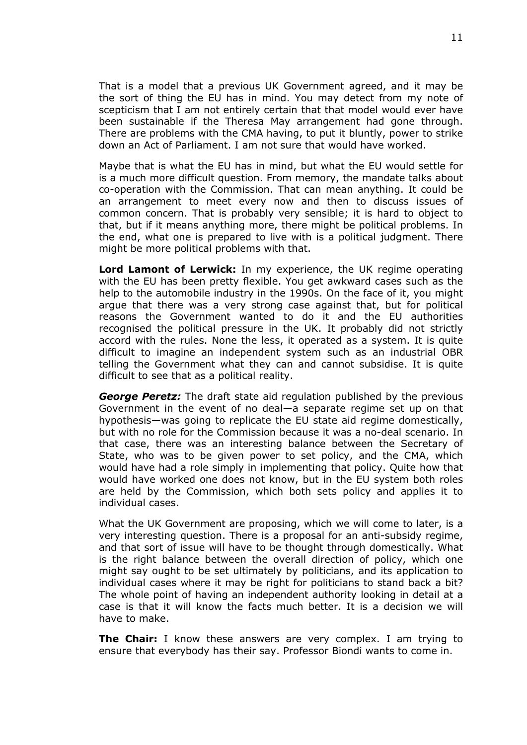That is a model that a previous UK Government agreed, and it may be the sort of thing the EU has in mind. You may detect from my note of scepticism that I am not entirely certain that that model would ever have been sustainable if the Theresa May arrangement had gone through. There are problems with the CMA having, to put it bluntly, power to strike down an Act of Parliament. I am not sure that would have worked.

Maybe that is what the EU has in mind, but what the EU would settle for is a much more difficult question. From memory, the mandate talks about co-operation with the Commission. That can mean anything. It could be an arrangement to meet every now and then to discuss issues of common concern. That is probably very sensible; it is hard to object to that, but if it means anything more, there might be political problems. In the end, what one is prepared to live with is a political judgment. There might be more political problems with that.

**Lord Lamont of Lerwick:** In my experience, the UK regime operating with the EU has been pretty flexible. You get awkward cases such as the help to the automobile industry in the 1990s. On the face of it, you might argue that there was a very strong case against that, but for political reasons the Government wanted to do it and the EU authorities recognised the political pressure in the UK. It probably did not strictly accord with the rules. None the less, it operated as a system. It is quite difficult to imagine an independent system such as an industrial OBR telling the Government what they can and cannot subsidise. It is quite difficult to see that as a political reality.

***George Peretz:*** The draft state aid regulation published by the previous Government in the event of no deal—a separate regime set up on that hypothesis—was going to replicate the EU state aid regime domestically, but with no role for the Commission because it was a no-deal scenario. In that case, there was an interesting balance between the Secretary of State, who was to be given power to set policy, and the CMA, which would have had a role simply in implementing that policy. Quite how that would have worked one does not know, but in the EU system both roles are held by the Commission, which both sets policy and applies it to individual cases.

What the UK Government are proposing, which we will come to later, is a very interesting question. There is a proposal for an anti-subsidy regime, and that sort of issue will have to be thought through domestically. What is the right balance between the overall direction of policy, which one might say ought to be set ultimately by politicians, and its application to individual cases where it may be right for politicians to stand back a bit? The whole point of having an independent authority looking in detail at a case is that it will know the facts much better. It is a decision we will have to make.

**The Chair:** I know these answers are very complex. I am trying to ensure that everybody has their say. Professor Biondi wants to come in.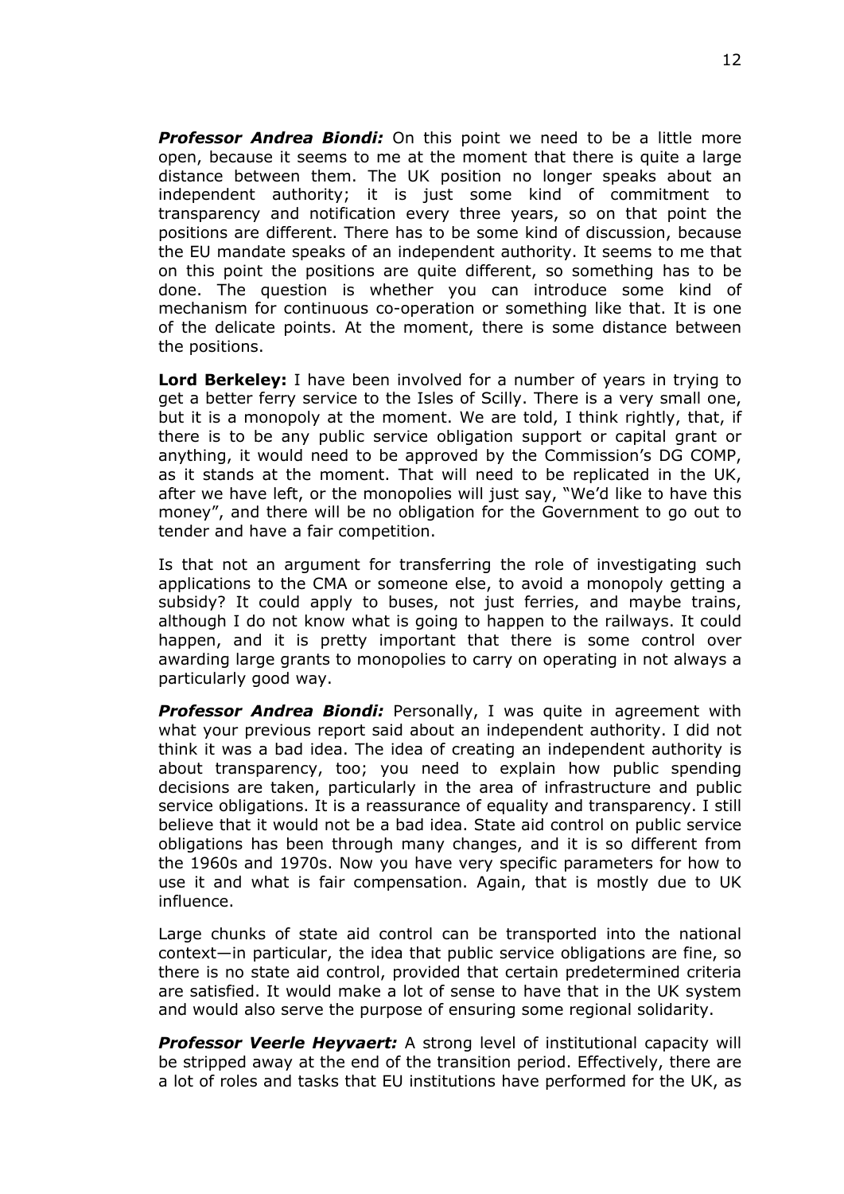***Professor Andrea Biondi:*** On this point we need to be a little more open, because it seems to me at the moment that there is quite a large distance between them. The UK position no longer speaks about an independent authority; it is just some kind of commitment to transparency and notification every three years, so on that point the positions are different. There has to be some kind of discussion, because the EU mandate speaks of an independent authority. It seems to me that on this point the positions are quite different, so something has to be done. The question is whether you can introduce some kind of mechanism for continuous co-operation or something like that. It is one of the delicate points. At the moment, there is some distance between the positions.

**Lord Berkeley:** I have been involved for a number of years in trying to get a better ferry service to the Isles of Scilly. There is a very small one, but it is a monopoly at the moment. We are told, I think rightly, that, if there is to be any public service obligation support or capital grant or anything, it would need to be approved by the Commission's DG COMP, as it stands at the moment. That will need to be replicated in the UK, after we have left, or the monopolies will just say, "We'd like to have this money", and there will be no obligation for the Government to go out to tender and have a fair competition.

Is that not an argument for transferring the role of investigating such applications to the CMA or someone else, to avoid a monopoly getting a subsidy? It could apply to buses, not just ferries, and maybe trains, although I do not know what is going to happen to the railways. It could happen, and it is pretty important that there is some control over awarding large grants to monopolies to carry on operating in not always a particularly good way.

***Professor Andrea Biondi:*** Personally, I was quite in agreement with what your previous report said about an independent authority. I did not think it was a bad idea. The idea of creating an independent authority is about transparency, too; you need to explain how public spending decisions are taken, particularly in the area of infrastructure and public service obligations. It is a reassurance of equality and transparency. I still believe that it would not be a bad idea. State aid control on public service obligations has been through many changes, and it is so different from the 1960s and 1970s. Now you have very specific parameters for how to use it and what is fair compensation. Again, that is mostly due to UK influence.

Large chunks of state aid control can be transported into the national context—in particular, the idea that public service obligations are fine, so there is no state aid control, provided that certain predetermined criteria are satisfied. It would make a lot of sense to have that in the UK system and would also serve the purpose of ensuring some regional solidarity.

***Professor Veerle Heyvaert:*** A strong level of institutional capacity will be stripped away at the end of the transition period. Effectively, there are a lot of roles and tasks that EU institutions have performed for the UK, as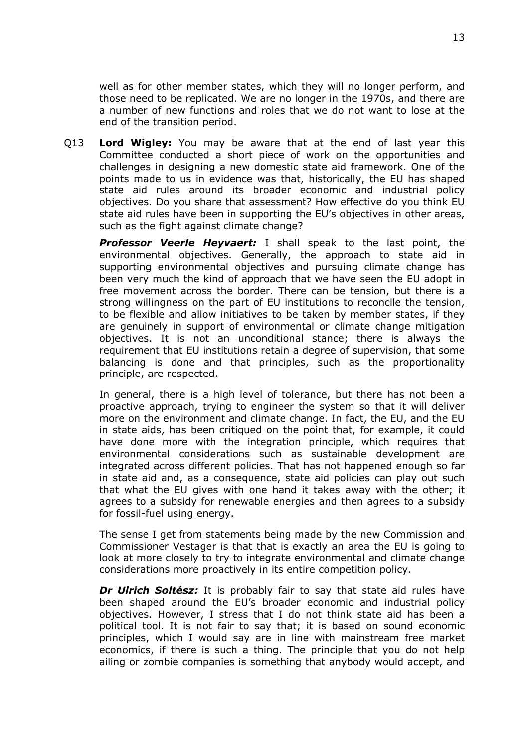well as for other member states, which they will no longer perform, and those need to be replicated. We are no longer in the 1970s, and there are a number of new functions and roles that we do not want to lose at the end of the transition period.

Q13 **Lord Wigley:** You may be aware that at the end of last year this Committee conducted a short piece of work on the opportunities and challenges in designing a new domestic state aid framework. One of the points made to us in evidence was that, historically, the EU has shaped state aid rules around its broader economic and industrial policy objectives. Do you share that assessment? How effective do you think EU state aid rules have been in supporting the EU's objectives in other areas, such as the fight against climate change?

***Professor Veerle Heyvaert:*** I shall speak to the last point, the environmental objectives. Generally, the approach to state aid in supporting environmental objectives and pursuing climate change has been very much the kind of approach that we have seen the EU adopt in free movement across the border. There can be tension, but there is a strong willingness on the part of EU institutions to reconcile the tension, to be flexible and allow initiatives to be taken by member states, if they are genuinely in support of environmental or climate change mitigation objectives. It is not an unconditional stance; there is always the requirement that EU institutions retain a degree of supervision, that some balancing is done and that principles, such as the proportionality principle, are respected.

In general, there is a high level of tolerance, but there has not been a proactive approach, trying to engineer the system so that it will deliver more on the environment and climate change. In fact, the EU, and the EU in state aids, has been critiqued on the point that, for example, it could have done more with the integration principle, which requires that environmental considerations such as sustainable development are integrated across different policies. That has not happened enough so far in state aid and, as a consequence, state aid policies can play out such that what the EU gives with one hand it takes away with the other; it agrees to a subsidy for renewable energies and then agrees to a subsidy for fossil-fuel using energy.

The sense I get from statements being made by the new Commission and Commissioner Vestager is that that is exactly an area the EU is going to look at more closely to try to integrate environmental and climate change considerations more proactively in its entire competition policy.

***Dr Ulrich Soltész:*** It is probably fair to say that state aid rules have been shaped around the EU's broader economic and industrial policy objectives. However, I stress that I do not think state aid has been a political tool. It is not fair to say that; it is based on sound economic principles, which I would say are in line with mainstream free market economics, if there is such a thing. The principle that you do not help ailing or zombie companies is something that anybody would accept, and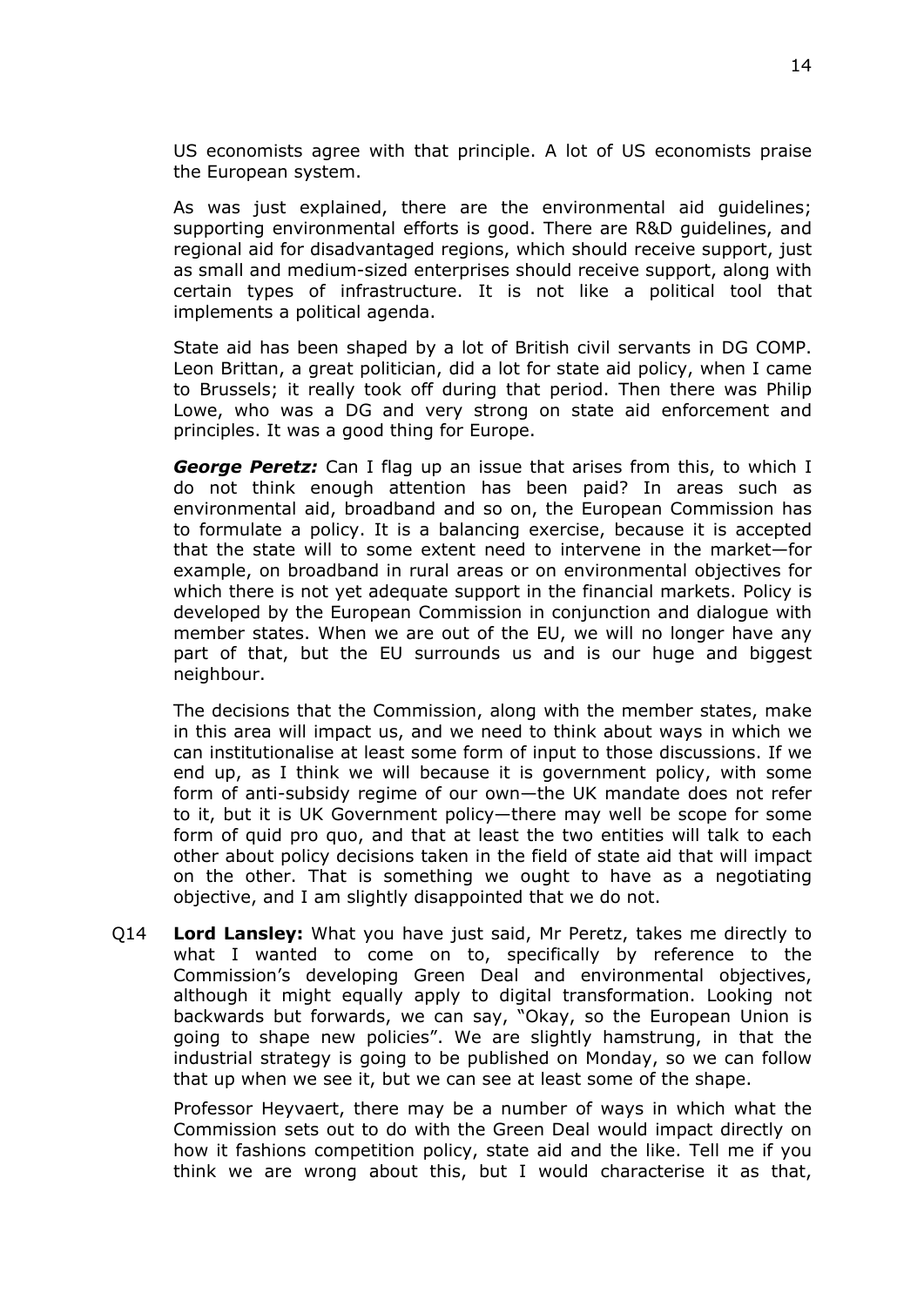US economists agree with that principle. A lot of US economists praise the European system.

As was just explained, there are the environmental aid guidelines; supporting environmental efforts is good. There are R&D guidelines, and regional aid for disadvantaged regions, which should receive support, just as small and medium-sized enterprises should receive support, along with certain types of infrastructure. It is not like a political tool that implements a political agenda.

State aid has been shaped by a lot of British civil servants in DG COMP. Leon Brittan, a great politician, did a lot for state aid policy, when I came to Brussels; it really took off during that period. Then there was Philip Lowe, who was a DG and very strong on state aid enforcement and principles. It was a good thing for Europe.

***George Peretz:*** Can I flag up an issue that arises from this, to which I do not think enough attention has been paid? In areas such as environmental aid, broadband and so on, the European Commission has to formulate a policy. It is a balancing exercise, because it is accepted that the state will to some extent need to intervene in the market—for example, on broadband in rural areas or on environmental objectives for which there is not yet adequate support in the financial markets. Policy is developed by the European Commission in conjunction and dialogue with member states. When we are out of the EU, we will no longer have any part of that, but the EU surrounds us and is our huge and biggest neighbour.

The decisions that the Commission, along with the member states, make in this area will impact us, and we need to think about ways in which we can institutionalise at least some form of input to those discussions. If we end up, as I think we will because it is government policy, with some form of anti-subsidy regime of our own—the UK mandate does not refer to it, but it is UK Government policy—there may well be scope for some form of quid pro quo, and that at least the two entities will talk to each other about policy decisions taken in the field of state aid that will impact on the other. That is something we ought to have as a negotiating objective, and I am slightly disappointed that we do not.

Q14 **Lord Lansley:** What you have just said, Mr Peretz, takes me directly to what I wanted to come on to, specifically by reference to the Commission's developing Green Deal and environmental objectives, although it might equally apply to digital transformation. Looking not backwards but forwards, we can say, "Okay, so the European Union is going to shape new policies". We are slightly hamstrung, in that the industrial strategy is going to be published on Monday, so we can follow that up when we see it, but we can see at least some of the shape.

Professor Heyvaert, there may be a number of ways in which what the Commission sets out to do with the Green Deal would impact directly on how it fashions competition policy, state aid and the like. Tell me if you think we are wrong about this, but I would characterise it as that,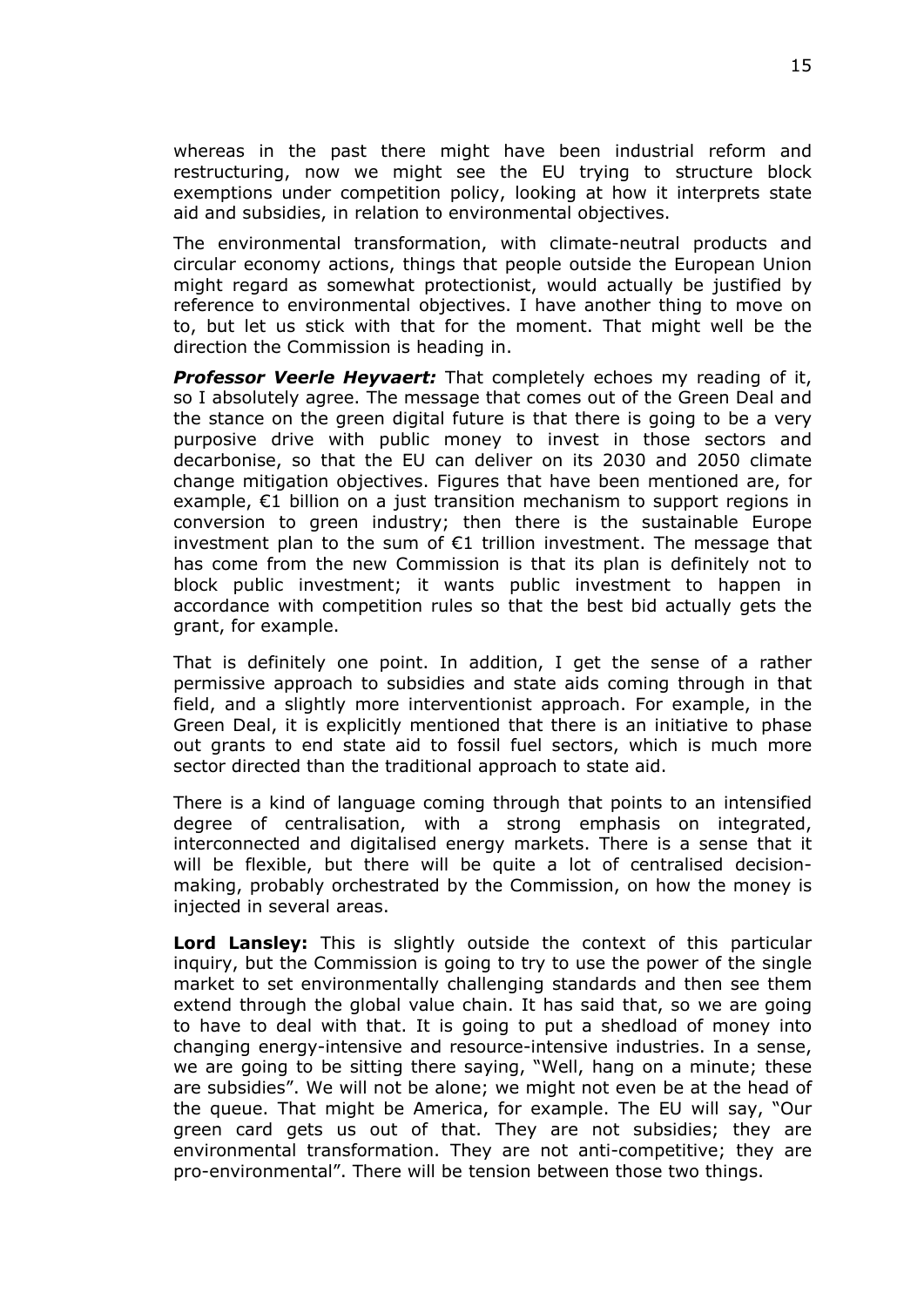whereas in the past there might have been industrial reform and restructuring, now we might see the EU trying to structure block exemptions under competition policy, looking at how it interprets state aid and subsidies, in relation to environmental objectives.

The environmental transformation, with climate-neutral products and circular economy actions, things that people outside the European Union might regard as somewhat protectionist, would actually be justified by reference to environmental objectives. I have another thing to move on to, but let us stick with that for the moment. That might well be the direction the Commission is heading in.

***Professor Veerle Heyvaert:*** That completely echoes my reading of it, so I absolutely agree. The message that comes out of the Green Deal and the stance on the green digital future is that there is going to be a very purposive drive with public money to invest in those sectors and decarbonise, so that the EU can deliver on its 2030 and 2050 climate change mitigation objectives. Figures that have been mentioned are, for example, €1 billion on a just transition mechanism to support regions in conversion to green industry; then there is the sustainable Europe investment plan to the sum of €1 trillion investment. The message that has come from the new Commission is that its plan is definitely not to block public investment; it wants public investment to happen in accordance with competition rules so that the best bid actually gets the grant, for example.

That is definitely one point. In addition, I get the sense of a rather permissive approach to subsidies and state aids coming through in that field, and a slightly more interventionist approach. For example, in the Green Deal, it is explicitly mentioned that there is an initiative to phase out grants to end state aid to fossil fuel sectors, which is much more sector directed than the traditional approach to state aid.

There is a kind of language coming through that points to an intensified degree of centralisation, with a strong emphasis on integrated, interconnected and digitalised energy markets. There is a sense that it will be flexible, but there will be quite a lot of centralised decision-making, probably orchestrated by the Commission, on how the money is injected in several areas.

**Lord Lansley:** This is slightly outside the context of this particular inquiry, but the Commission is going to try to use the power of the single market to set environmentally challenging standards and then see them extend through the global value chain. It has said that, so we are going to have to deal with that. It is going to put a shedload of money into changing energy-intensive and resource-intensive industries. In a sense, we are going to be sitting there saying, "Well, hang on a minute; these are subsidies". We will not be alone; we might not even be at the head of the queue. That might be America, for example. The EU will say, "Our green card gets us out of that. They are not subsidies; they are environmental transformation. They are not anti-competitive; they are pro-environmental". There will be tension between those two things.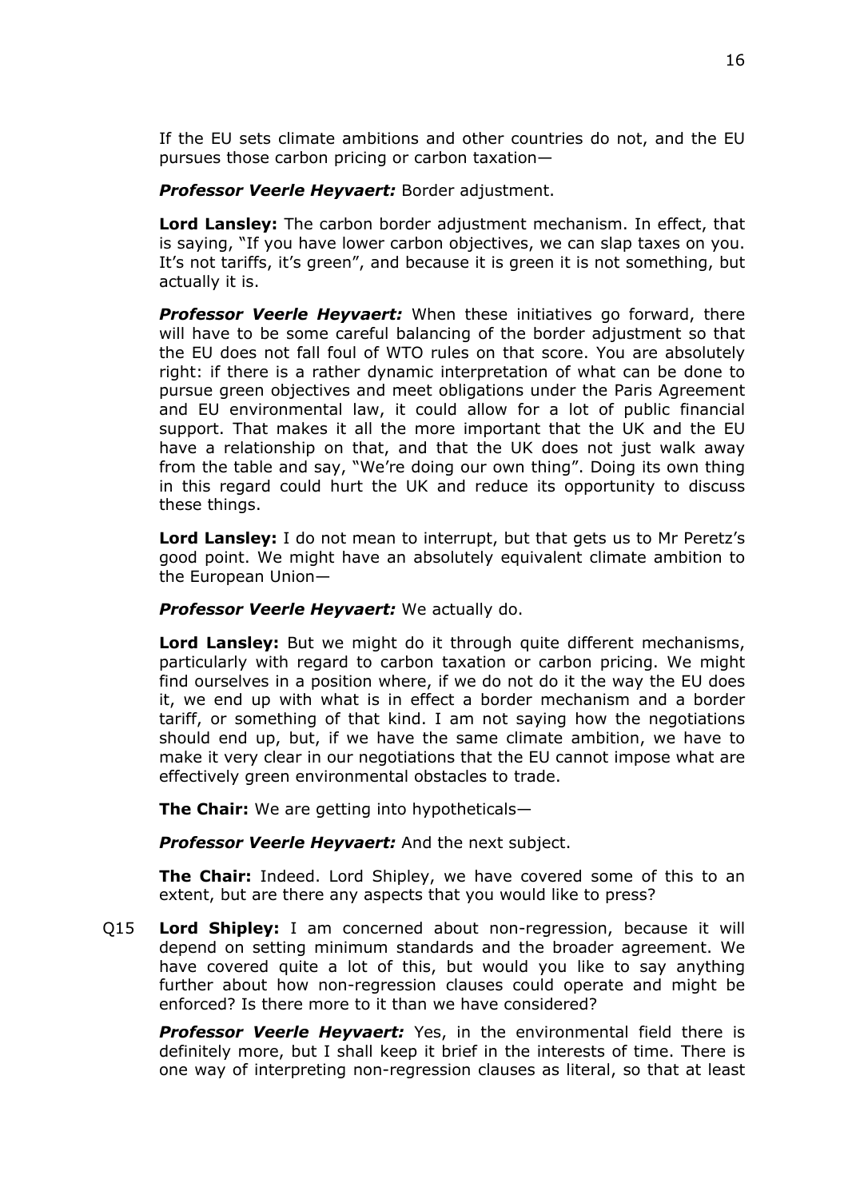If the EU sets climate ambitions and other countries do not, and the EU pursues those carbon pricing or carbon taxation—

***Professor Veerle Heyvaert:*** Border adjustment.

**Lord Lansley:** The carbon border adjustment mechanism. In effect, that is saying, "If you have lower carbon objectives, we can slap taxes on you. It's not tariffs, it's green", and because it is green it is not something, but actually it is.

***Professor Veerle Heyvaert:*** When these initiatives go forward, there will have to be some careful balancing of the border adjustment so that the EU does not fall foul of WTO rules on that score. You are absolutely right: if there is a rather dynamic interpretation of what can be done to pursue green objectives and meet obligations under the Paris Agreement and EU environmental law, it could allow for a lot of public financial support. That makes it all the more important that the UK and the EU have a relationship on that, and that the UK does not just walk away from the table and say, "We're doing our own thing". Doing its own thing in this regard could hurt the UK and reduce its opportunity to discuss these things.

**Lord Lansley:** I do not mean to interrupt, but that gets us to Mr Peretz's good point. We might have an absolutely equivalent climate ambition to the European Union—

***Professor Veerle Heyvaert:*** We actually do.

**Lord Lansley:** But we might do it through quite different mechanisms, particularly with regard to carbon taxation or carbon pricing. We might find ourselves in a position where, if we do not do it the way the EU does it, we end up with what is in effect a border mechanism and a border tariff, or something of that kind. I am not saying how the negotiations should end up, but, if we have the same climate ambition, we have to make it very clear in our negotiations that the EU cannot impose what are effectively green environmental obstacles to trade.

**The Chair:** We are getting into hypotheticals—

***Professor Veerle Heyvaert:*** And the next subject.

**The Chair:** Indeed. Lord Shipley, we have covered some of this to an extent, but are there any aspects that you would like to press?

Q15 **Lord Shipley:** I am concerned about non-regression, because it will depend on setting minimum standards and the broader agreement. We have covered quite a lot of this, but would you like to say anything further about how non-regression clauses could operate and might be enforced? Is there more to it than we have considered?

***Professor Veerle Heyvaert:*** Yes, in the environmental field there is definitely more, but I shall keep it brief in the interests of time. There is one way of interpreting non-regression clauses as literal, so that at least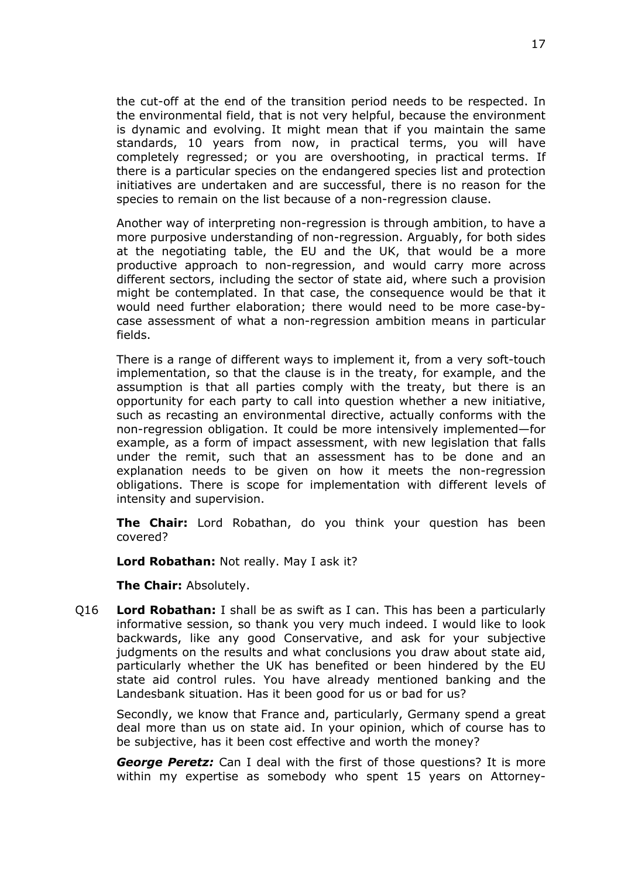the cut-off at the end of the transition period needs to be respected. In the environmental field, that is not very helpful, because the environment is dynamic and evolving. It might mean that if you maintain the same standards, 10 years from now, in practical terms, you will have completely regressed; or you are overshooting, in practical terms. If there is a particular species on the endangered species list and protection initiatives are undertaken and are successful, there is no reason for the species to remain on the list because of a non-regression clause.

Another way of interpreting non-regression is through ambition, to have a more purposive understanding of non-regression. Arguably, for both sides at the negotiating table, the EU and the UK, that would be a more productive approach to non-regression, and would carry more across different sectors, including the sector of state aid, where such a provision might be contemplated. In that case, the consequence would be that it would need further elaboration; there would need to be more case-by-case assessment of what a non-regression ambition means in particular fields.

There is a range of different ways to implement it, from a very soft-touch implementation, so that the clause is in the treaty, for example, and the assumption is that all parties comply with the treaty, but there is an opportunity for each party to call into question whether a new initiative, such as recasting an environmental directive, actually conforms with the non-regression obligation. It could be more intensively implemented—for example, as a form of impact assessment, with new legislation that falls under the remit, such that an assessment has to be done and an explanation needs to be given on how it meets the non-regression obligations. There is scope for implementation with different levels of intensity and supervision.

**The Chair:** Lord Robathan, do you think your question has been covered?

**Lord Robathan:** Not really. May I ask it?

**The Chair:** Absolutely.

Q16 **Lord Robathan:** I shall be as swift as I can. This has been a particularly informative session, so thank you very much indeed. I would like to look backwards, like any good Conservative, and ask for your subjective judgments on the results and what conclusions you draw about state aid, particularly whether the UK has benefited or been hindered by the EU state aid control rules. You have already mentioned banking and the Landesbank situation. Has it been good for us or bad for us?

Secondly, we know that France and, particularly, Germany spend a great deal more than us on state aid. In your opinion, which of course has to be subjective, has it been cost effective and worth the money?

***George Peretz:*** Can I deal with the first of those questions? It is more within my expertise as somebody who spent 15 years on Attorney-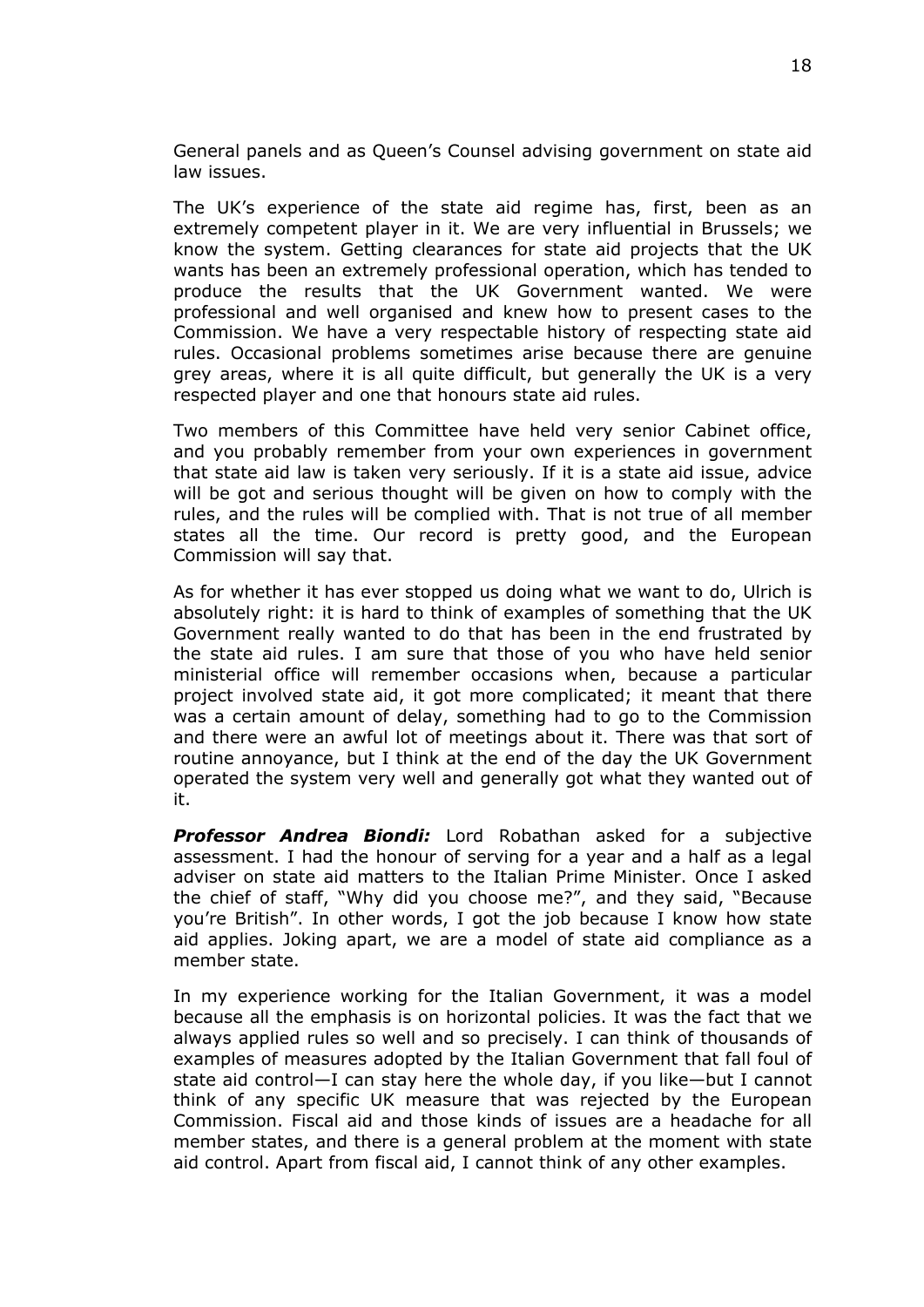General panels and as Queen's Counsel advising government on state aid law issues.

The UK's experience of the state aid regime has, first, been as an extremely competent player in it. We are very influential in Brussels; we know the system. Getting clearances for state aid projects that the UK wants has been an extremely professional operation, which has tended to produce the results that the UK Government wanted. We were professional and well organised and knew how to present cases to the Commission. We have a very respectable history of respecting state aid rules. Occasional problems sometimes arise because there are genuine grey areas, where it is all quite difficult, but generally the UK is a very respected player and one that honours state aid rules.

Two members of this Committee have held very senior Cabinet office, and you probably remember from your own experiences in government that state aid law is taken very seriously. If it is a state aid issue, advice will be got and serious thought will be given on how to comply with the rules, and the rules will be complied with. That is not true of all member states all the time. Our record is pretty good, and the European Commission will say that.

As for whether it has ever stopped us doing what we want to do, Ulrich is absolutely right: it is hard to think of examples of something that the UK Government really wanted to do that has been in the end frustrated by the state aid rules. I am sure that those of you who have held senior ministerial office will remember occasions when, because a particular project involved state aid, it got more complicated; it meant that there was a certain amount of delay, something had to go to the Commission and there were an awful lot of meetings about it. There was that sort of routine annoyance, but I think at the end of the day the UK Government operated the system very well and generally got what they wanted out of it.

***Professor Andrea Biondi:*** Lord Robathan asked for a subjective assessment. I had the honour of serving for a year and a half as a legal adviser on state aid matters to the Italian Prime Minister. Once I asked the chief of staff, "Why did you choose me?", and they said, "Because you're British". In other words, I got the job because I know how state aid applies. Joking apart, we are a model of state aid compliance as a member state.

In my experience working for the Italian Government, it was a model because all the emphasis is on horizontal policies. It was the fact that we always applied rules so well and so precisely. I can think of thousands of examples of measures adopted by the Italian Government that fall foul of state aid control—I can stay here the whole day, if you like—but I cannot think of any specific UK measure that was rejected by the European Commission. Fiscal aid and those kinds of issues are a headache for all member states, and there is a general problem at the moment with state aid control. Apart from fiscal aid, I cannot think of any other examples.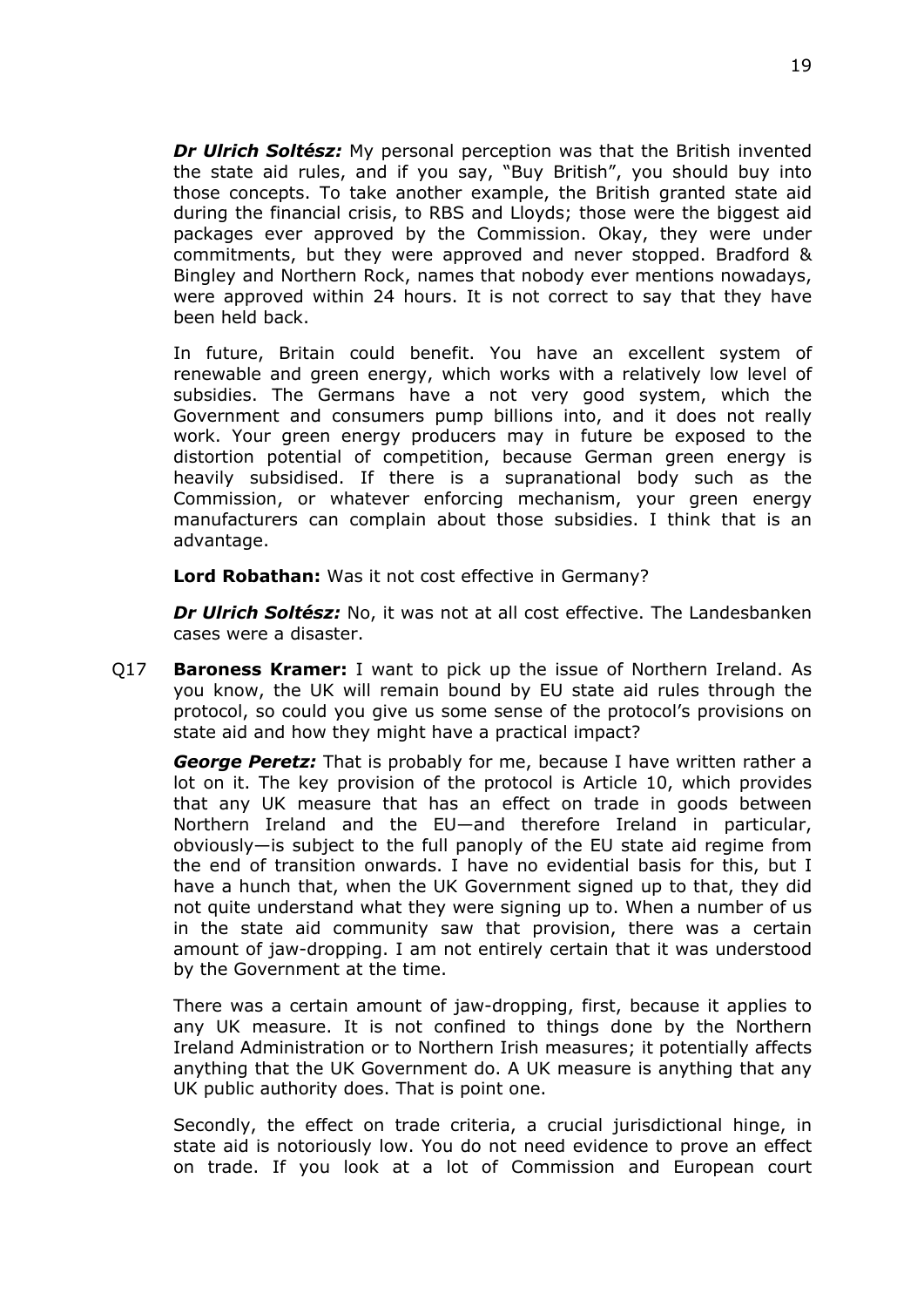***Dr Ulrich Soltész:*** My personal perception was that the British invented the state aid rules, and if you say, "Buy British", you should buy into those concepts. To take another example, the British granted state aid during the financial crisis, to RBS and Lloyds; those were the biggest aid packages ever approved by the Commission. Okay, they were under commitments, but they were approved and never stopped. Bradford & Bingley and Northern Rock, names that nobody ever mentions nowadays, were approved within 24 hours. It is not correct to say that they have been held back.

In future, Britain could benefit. You have an excellent system of renewable and green energy, which works with a relatively low level of subsidies. The Germans have a not very good system, which the Government and consumers pump billions into, and it does not really work. Your green energy producers may in future be exposed to the distortion potential of competition, because German green energy is heavily subsidised. If there is a supranational body such as the Commission, or whatever enforcing mechanism, your green energy manufacturers can complain about those subsidies. I think that is an advantage.

**Lord Robathan:** Was it not cost effective in Germany?

***Dr Ulrich Soltész:*** No, it was not at all cost effective. The Landesbanken cases were a disaster.

Q17 **Baroness Kramer:** I want to pick up the issue of Northern Ireland. As you know, the UK will remain bound by EU state aid rules through the protocol, so could you give us some sense of the protocol's provisions on state aid and how they might have a practical impact?

***George Peretz:*** That is probably for me, because I have written rather a lot on it. The key provision of the protocol is Article 10, which provides that any UK measure that has an effect on trade in goods between Northern Ireland and the EU—and therefore Ireland in particular, obviously—is subject to the full panoply of the EU state aid regime from the end of transition onwards. I have no evidential basis for this, but I have a hunch that, when the UK Government signed up to that, they did not quite understand what they were signing up to. When a number of us in the state aid community saw that provision, there was a certain amount of jaw-dropping. I am not entirely certain that it was understood by the Government at the time.

There was a certain amount of jaw-dropping, first, because it applies to any UK measure. It is not confined to things done by the Northern Ireland Administration or to Northern Irish measures; it potentially affects anything that the UK Government do. A UK measure is anything that any UK public authority does. That is point one.

Secondly, the effect on trade criteria, a crucial jurisdictional hinge, in state aid is notoriously low. You do not need evidence to prove an effect on trade. If you look at a lot of Commission and European court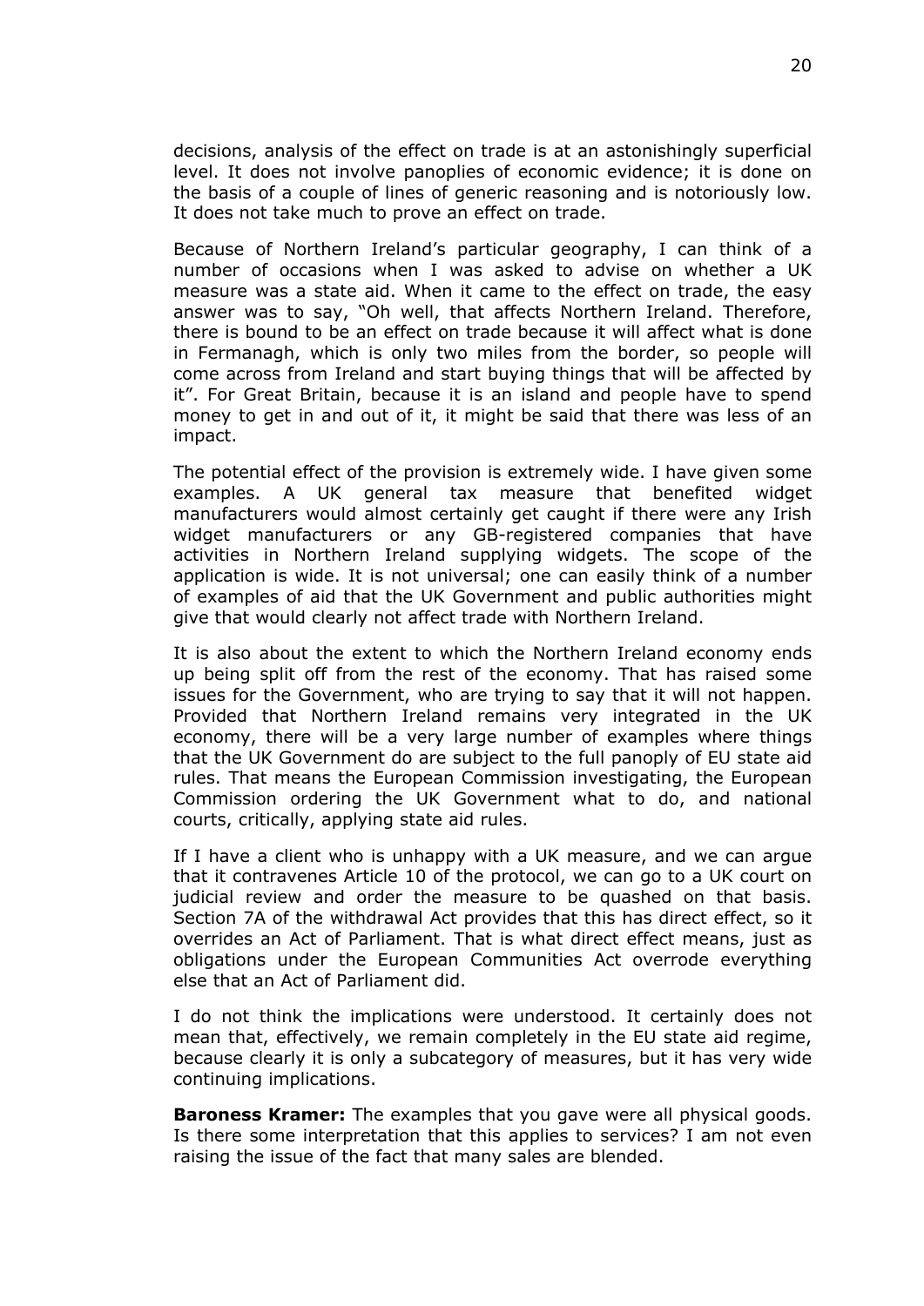decisions, analysis of the effect on trade is at an astonishingly superficial level. It does not involve panoplies of economic evidence; it is done on the basis of a couple of lines of generic reasoning and is notoriously low. It does not take much to prove an effect on trade.

Because of Northern Ireland's particular geography, I can think of a number of occasions when I was asked to advise on whether a UK measure was a state aid. When it came to the effect on trade, the easy answer was to say, "Oh well, that affects Northern Ireland. Therefore, there is bound to be an effect on trade because it will affect what is done in Fermanagh, which is only two miles from the border, so people will come across from Ireland and start buying things that will be affected by it". For Great Britain, because it is an island and people have to spend money to get in and out of it, it might be said that there was less of an impact.

The potential effect of the provision is extremely wide. I have given some examples. A UK general tax measure that benefited widget manufacturers would almost certainly get caught if there were any Irish widget manufacturers or any GB-registered companies that have activities in Northern Ireland supplying widgets. The scope of the application is wide. It is not universal; one can easily think of a number of examples of aid that the UK Government and public authorities might give that would clearly not affect trade with Northern Ireland.

It is also about the extent to which the Northern Ireland economy ends up being split off from the rest of the economy. That has raised some issues for the Government, who are trying to say that it will not happen. Provided that Northern Ireland remains very integrated in the UK economy, there will be a very large number of examples where things that the UK Government do are subject to the full panoply of EU state aid rules. That means the European Commission investigating, the European Commission ordering the UK Government what to do, and national courts, critically, applying state aid rules.

If I have a client who is unhappy with a UK measure, and we can argue that it contravenes Article 10 of the protocol, we can go to a UK court on judicial review and order the measure to be quashed on that basis. Section 7A of the withdrawal Act provides that this has direct effect, so it overrides an Act of Parliament. That is what direct effect means, just as obligations under the European Communities Act overrode everything else that an Act of Parliament did.

I do not think the implications were understood. It certainly does not mean that, effectively, we remain completely in the EU state aid regime, because clearly it is only a subcategory of measures, but it has very wide continuing implications.

**Baroness Kramer:** The examples that you gave were all physical goods. Is there some interpretation that this applies to services? I am not even raising the issue of the fact that many sales are blended.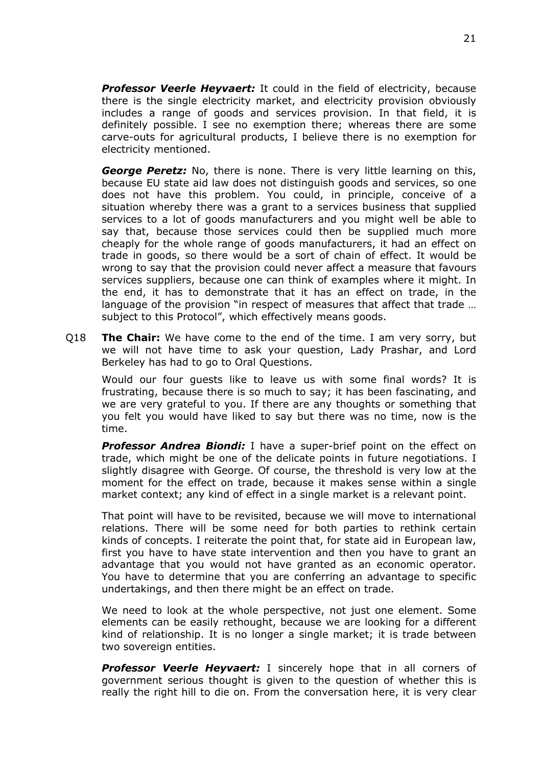***Professor Veerle Heyvaert:*** It could in the field of electricity, because there is the single electricity market, and electricity provision obviously includes a range of goods and services provision. In that field, it is definitely possible. I see no exemption there; whereas there are some carve-outs for agricultural products, I believe there is no exemption for electricity mentioned.

***George Peretz:*** No, there is none. There is very little learning on this, because EU state aid law does not distinguish goods and services, so one does not have this problem. You could, in principle, conceive of a situation whereby there was a grant to a services business that supplied services to a lot of goods manufacturers and you might well be able to say that, because those services could then be supplied much more cheaply for the whole range of goods manufacturers, it had an effect on trade in goods, so there would be a sort of chain of effect. It would be wrong to say that the provision could never affect a measure that favours services suppliers, because one can think of examples where it might. In the end, it has to demonstrate that it has an effect on trade, in the language of the provision "in respect of measures that affect that trade … subject to this Protocol", which effectively means goods.

Q18 **The Chair:** We have come to the end of the time. I am very sorry, but we will not have time to ask your question, Lady Prashar, and Lord Berkeley has had to go to Oral Questions.

Would our four guests like to leave us with some final words? It is frustrating, because there is so much to say; it has been fascinating, and we are very grateful to you. If there are any thoughts or something that you felt you would have liked to say but there was no time, now is the time.

***Professor Andrea Biondi:*** I have a super-brief point on the effect on trade, which might be one of the delicate points in future negotiations. I slightly disagree with George. Of course, the threshold is very low at the moment for the effect on trade, because it makes sense within a single market context; any kind of effect in a single market is a relevant point.

That point will have to be revisited, because we will move to international relations. There will be some need for both parties to rethink certain kinds of concepts. I reiterate the point that, for state aid in European law, first you have to have state intervention and then you have to grant an advantage that you would not have granted as an economic operator. You have to determine that you are conferring an advantage to specific undertakings, and then there might be an effect on trade.

We need to look at the whole perspective, not just one element. Some elements can be easily rethought, because we are looking for a different kind of relationship. It is no longer a single market; it is trade between two sovereign entities.

***Professor Veerle Heyvaert:*** I sincerely hope that in all corners of government serious thought is given to the question of whether this is really the right hill to die on. From the conversation here, it is very clear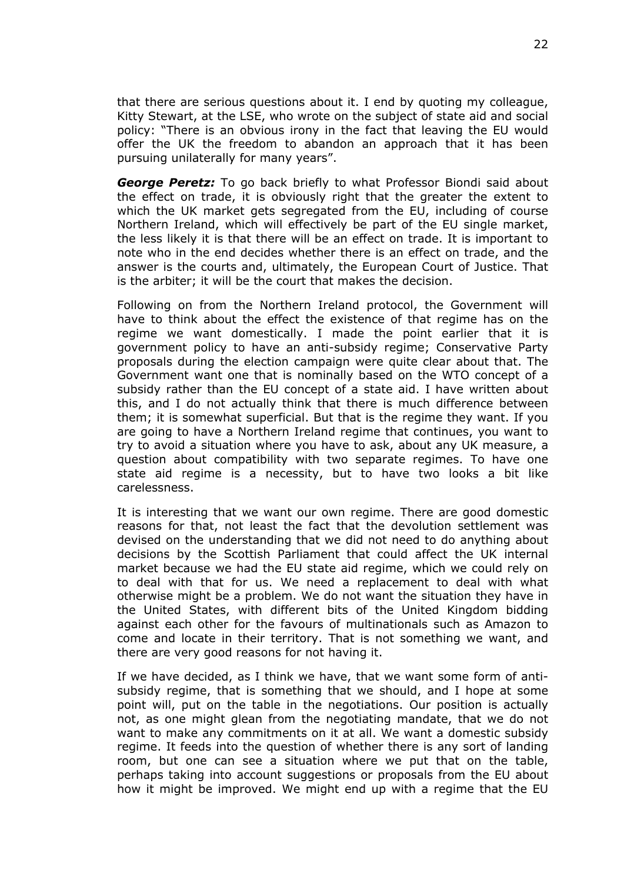that there are serious questions about it. I end by quoting my colleague, Kitty Stewart, at the LSE, who wrote on the subject of state aid and social policy: "There is an obvious irony in the fact that leaving the EU would offer the UK the freedom to abandon an approach that it has been pursuing unilaterally for many years".

***George Peretz:*** To go back briefly to what Professor Biondi said about the effect on trade, it is obviously right that the greater the extent to which the UK market gets segregated from the EU, including of course Northern Ireland, which will effectively be part of the EU single market, the less likely it is that there will be an effect on trade. It is important to note who in the end decides whether there is an effect on trade, and the answer is the courts and, ultimately, the European Court of Justice. That is the arbiter; it will be the court that makes the decision.

Following on from the Northern Ireland protocol, the Government will have to think about the effect the existence of that regime has on the regime we want domestically. I made the point earlier that it is government policy to have an anti-subsidy regime; Conservative Party proposals during the election campaign were quite clear about that. The Government want one that is nominally based on the WTO concept of a subsidy rather than the EU concept of a state aid. I have written about this, and I do not actually think that there is much difference between them; it is somewhat superficial. But that is the regime they want. If you are going to have a Northern Ireland regime that continues, you want to try to avoid a situation where you have to ask, about any UK measure, a question about compatibility with two separate regimes. To have one state aid regime is a necessity, but to have two looks a bit like carelessness.

It is interesting that we want our own regime. There are good domestic reasons for that, not least the fact that the devolution settlement was devised on the understanding that we did not need to do anything about decisions by the Scottish Parliament that could affect the UK internal market because we had the EU state aid regime, which we could rely on to deal with that for us. We need a replacement to deal with what otherwise might be a problem. We do not want the situation they have in the United States, with different bits of the United Kingdom bidding against each other for the favours of multinationals such as Amazon to come and locate in their territory. That is not something we want, and there are very good reasons for not having it.

If we have decided, as I think we have, that we want some form of anti-subsidy regime, that is something that we should, and I hope at some point will, put on the table in the negotiations. Our position is actually not, as one might glean from the negotiating mandate, that we do not want to make any commitments on it at all. We want a domestic subsidy regime. It feeds into the question of whether there is any sort of landing room, but one can see a situation where we put that on the table, perhaps taking into account suggestions or proposals from the EU about how it might be improved. We might end up with a regime that the EU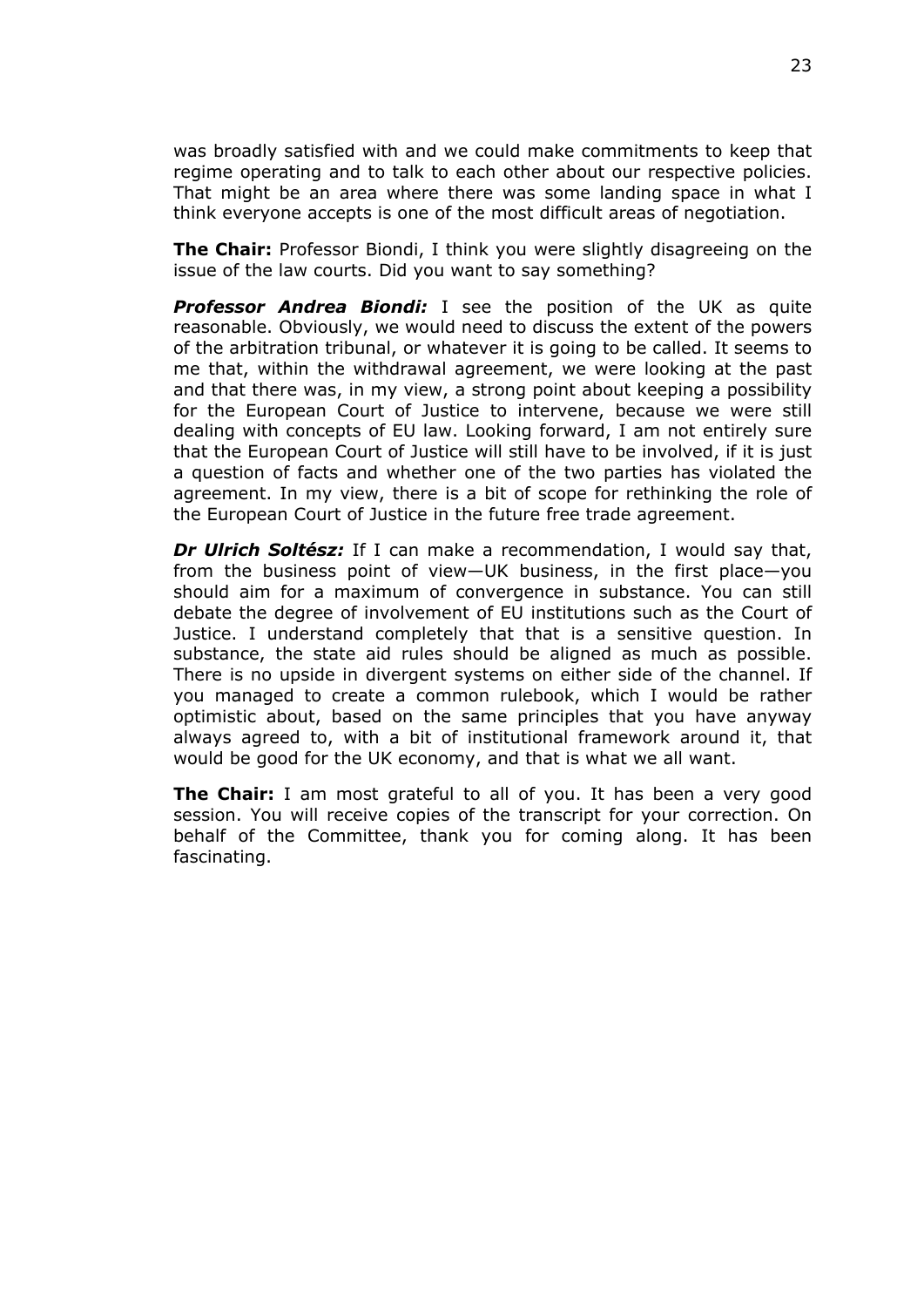was broadly satisfied with and we could make commitments to keep that regime operating and to talk to each other about our respective policies. That might be an area where there was some landing space in what I think everyone accepts is one of the most difficult areas of negotiation.

**The Chair:** Professor Biondi, I think you were slightly disagreeing on the issue of the law courts. Did you want to say something?

***Professor Andrea Biondi:*** I see the position of the UK as quite reasonable. Obviously, we would need to discuss the extent of the powers of the arbitration tribunal, or whatever it is going to be called. It seems to me that, within the withdrawal agreement, we were looking at the past and that there was, in my view, a strong point about keeping a possibility for the European Court of Justice to intervene, because we were still dealing with concepts of EU law. Looking forward, I am not entirely sure that the European Court of Justice will still have to be involved, if it is just a question of facts and whether one of the two parties has violated the agreement. In my view, there is a bit of scope for rethinking the role of the European Court of Justice in the future free trade agreement.

***Dr Ulrich Soltész:*** If I can make a recommendation, I would say that, from the business point of view—UK business, in the first place—you should aim for a maximum of convergence in substance. You can still debate the degree of involvement of EU institutions such as the Court of Justice. I understand completely that that is a sensitive question. In substance, the state aid rules should be aligned as much as possible. There is no upside in divergent systems on either side of the channel. If you managed to create a common rulebook, which I would be rather optimistic about, based on the same principles that you have anyway always agreed to, with a bit of institutional framework around it, that would be good for the UK economy, and that is what we all want.

**The Chair:** I am most grateful to all of you. It has been a very good session. You will receive copies of the transcript for your correction. On behalf of the Committee, thank you for coming along. It has been fascinating.